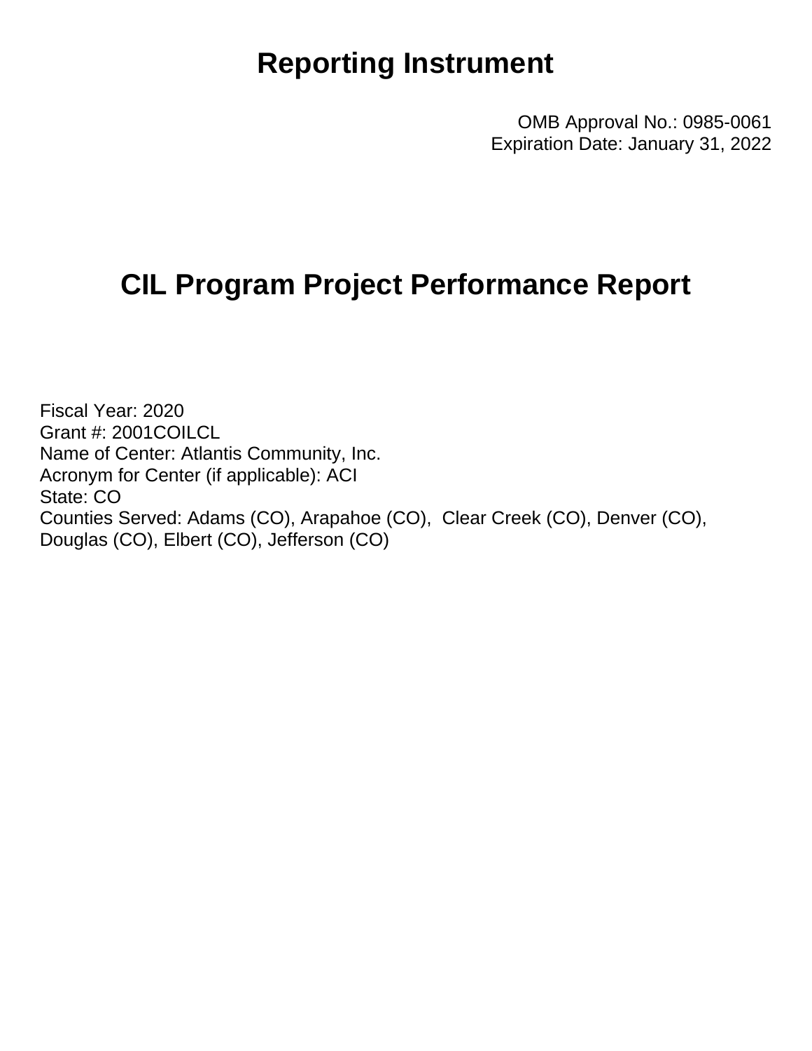# Reporting Instrument

OMB Approval No.: 0985-0061
Expiration Date: January 31, 2022

# CIL Program Project Performance Report

Fiscal Year: 2020
Grant #: 2001COILCL
Name of Center: Atlantis Community, Inc.
Acronym for Center (if applicable): ACI
State: CO
Counties Served: Adams (CO), Arapahoe (CO), Clear Creek (CO), Denver (CO), Douglas (CO), Elbert (CO), Jefferson (CO)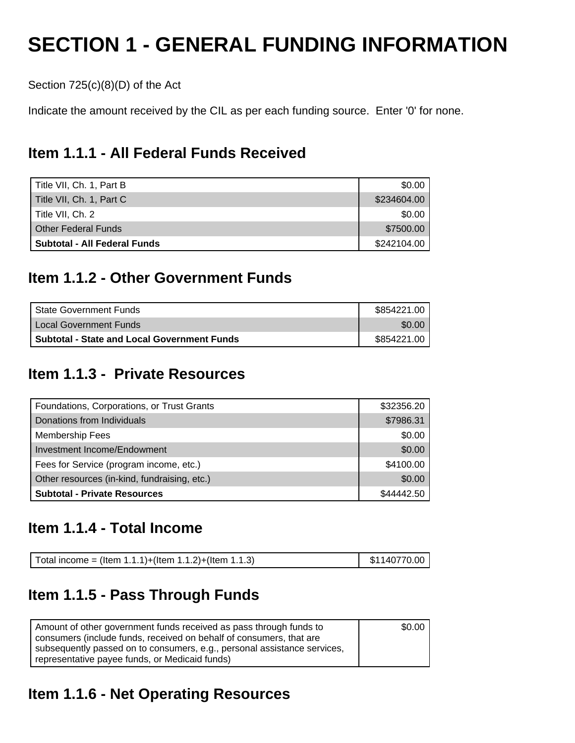# SECTION 1 - GENERAL FUNDING INFORMATION

Section 725(c)(8)(D) of the Act

Indicate the amount received by the CIL as per each funding source. Enter '0' for none.

## Item 1.1.1 - All Federal Funds Received

| | |
|---|---|
| Title VII, Ch. 1, Part B | $0.00 |
| Title VII, Ch. 1, Part C | $234604.00 |
| Title VII, Ch. 2 | $0.00 |
| Other Federal Funds | $7500.00 |
| **Subtotal - All Federal Funds** | $242104.00 |

## Item 1.1.2 - Other Government Funds

| | |
|---|---|
| State Government Funds | $854221.00 |
| Local Government Funds | $0.00 |
| **Subtotal - State and Local Government Funds** | $854221.00 |

## Item 1.1.3 - Private Resources

| | |
|---|---|
| Foundations, Corporations, or Trust Grants | $32356.20 |
| Donations from Individuals | $7986.31 |
| Membership Fees | $0.00 |
| Investment Income/Endowment | $0.00 |
| Fees for Service (program income, etc.) | $4100.00 |
| Other resources (in-kind, fundraising, etc.) | $0.00 |
| **Subtotal - Private Resources** | $44442.50 |

## Item 1.1.4 - Total Income

| | |
|---|---|
| Total income = (Item 1.1.1)+(Item 1.1.2)+(Item 1.1.3) | $1140770.00 |

## Item 1.1.5 - Pass Through Funds

| | |
|---|---|
| Amount of other government funds received as pass through funds to consumers (include funds, received on behalf of consumers, that are subsequently passed on to consumers, e.g., personal assistance services, representative payee funds, or Medicaid funds) | $0.00 |

## Item 1.1.6 - Net Operating Resources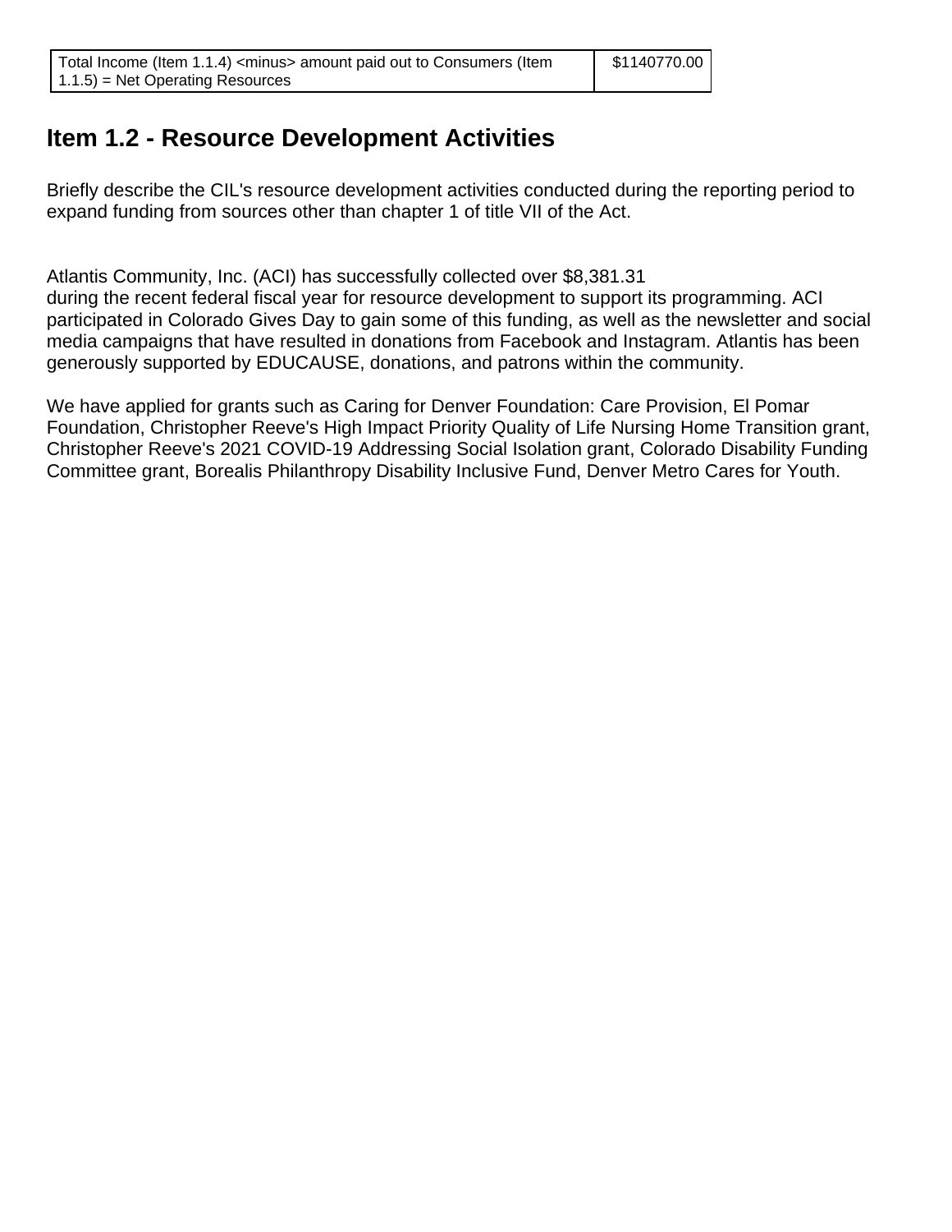| Total Income (Item 1.1.4) <minus> amount paid out to Consumers (Item 1.1.5) = Net Operating Resources | $1140770.00 |
| --- | --- |

## Item 1.2 - Resource Development Activities

Briefly describe the CIL's resource development activities conducted during the reporting period to expand funding from sources other than chapter 1 of title VII of the Act.

Atlantis Community, Inc. (ACI) has successfully collected over $8,381.31
during the recent federal fiscal year for resource development to support its programming. ACI participated in Colorado Gives Day to gain some of this funding, as well as the newsletter and social media campaigns that have resulted in donations from Facebook and Instagram. Atlantis has been generously supported by EDUCAUSE, donations, and patrons within the community.

We have applied for grants such as Caring for Denver Foundation: Care Provision, El Pomar Foundation, Christopher Reeve's High Impact Priority Quality of Life Nursing Home Transition grant, Christopher Reeve's 2021 COVID-19 Addressing Social Isolation grant, Colorado Disability Funding Committee grant, Borealis Philanthropy Disability Inclusive Fund, Denver Metro Cares for Youth.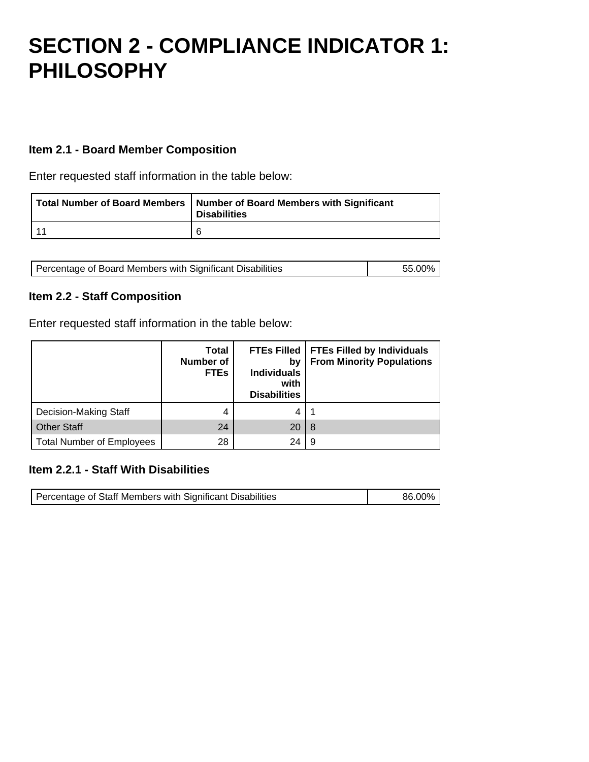# SECTION 2 - COMPLIANCE INDICATOR 1: PHILOSOPHY

### Item 2.1 - Board Member Composition

Enter requested staff information in the table below:

| Total Number of Board Members | Number of Board Members with Significant Disabilities |
|---|---|
| 11 | 6 |

| Percentage of Board Members with Significant Disabilities | 55.00% |
|---|---|

### Item 2.2 - Staff Composition

Enter requested staff information in the table below:

| | Total Number of FTEs | FTEs Filled by Individuals with Disabilities | FTEs Filled by Individuals From Minority Populations |
|---|---|---|---|
| Decision-Making Staff | 4 | 4 | 1 |
| Other Staff | 24 | 20 | 8 |
| Total Number of Employees | 28 | 24 | 9 |

### Item 2.2.1 - Staff With Disabilities

| Percentage of Staff Members with Significant Disabilities | 86.00% |
|---|---|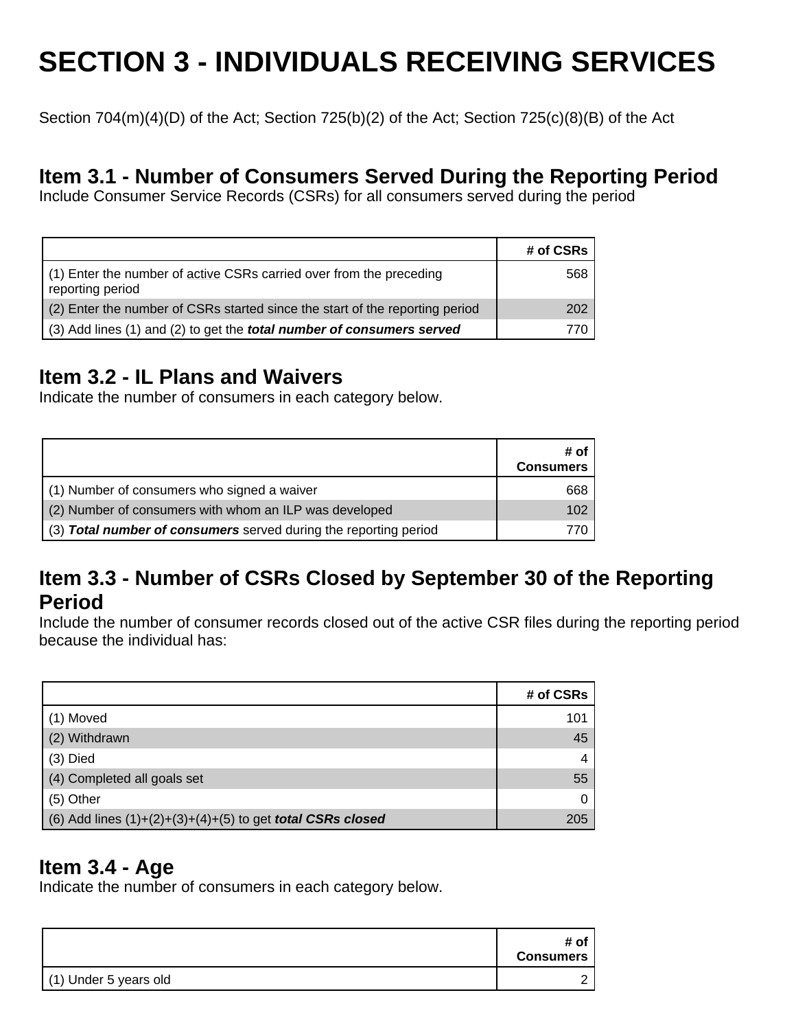# SECTION 3 - INDIVIDUALS RECEIVING SERVICES

Section 704(m)(4)(D) of the Act; Section 725(b)(2) of the Act; Section 725(c)(8)(B) of the Act

## Item 3.1 - Number of Consumers Served During the Reporting Period

Include Consumer Service Records (CSRs) for all consumers served during the period

| | # of CSRs |
|---|---|
| (1) Enter the number of active CSRs carried over from the preceding reporting period | 568 |
| (2) Enter the number of CSRs started since the start of the reporting period | 202 |
| (3) Add lines (1) and (2) to get the ***total number of consumers served*** | 770 |

## Item 3.2 - IL Plans and Waivers

Indicate the number of consumers in each category below.

| | # of Consumers |
|---|---|
| (1) Number of consumers who signed a waiver | 668 |
| (2) Number of consumers with whom an ILP was developed | 102 |
| (3) ***Total number of consumers*** served during the reporting period | 770 |

## Item 3.3 - Number of CSRs Closed by September 30 of the Reporting Period

Include the number of consumer records closed out of the active CSR files during the reporting period because the individual has:

| | # of CSRs |
|---|---|
| (1) Moved | 101 |
| (2) Withdrawn | 45 |
| (3) Died | 4 |
| (4) Completed all goals set | 55 |
| (5) Other | 0 |
| (6) Add lines (1)+(2)+(3)+(4)+(5) to get ***total CSRs closed*** | 205 |

## Item 3.4 - Age

Indicate the number of consumers in each category below.

| | # of Consumers |
|---|---|
| (1) Under 5 years old | 2 |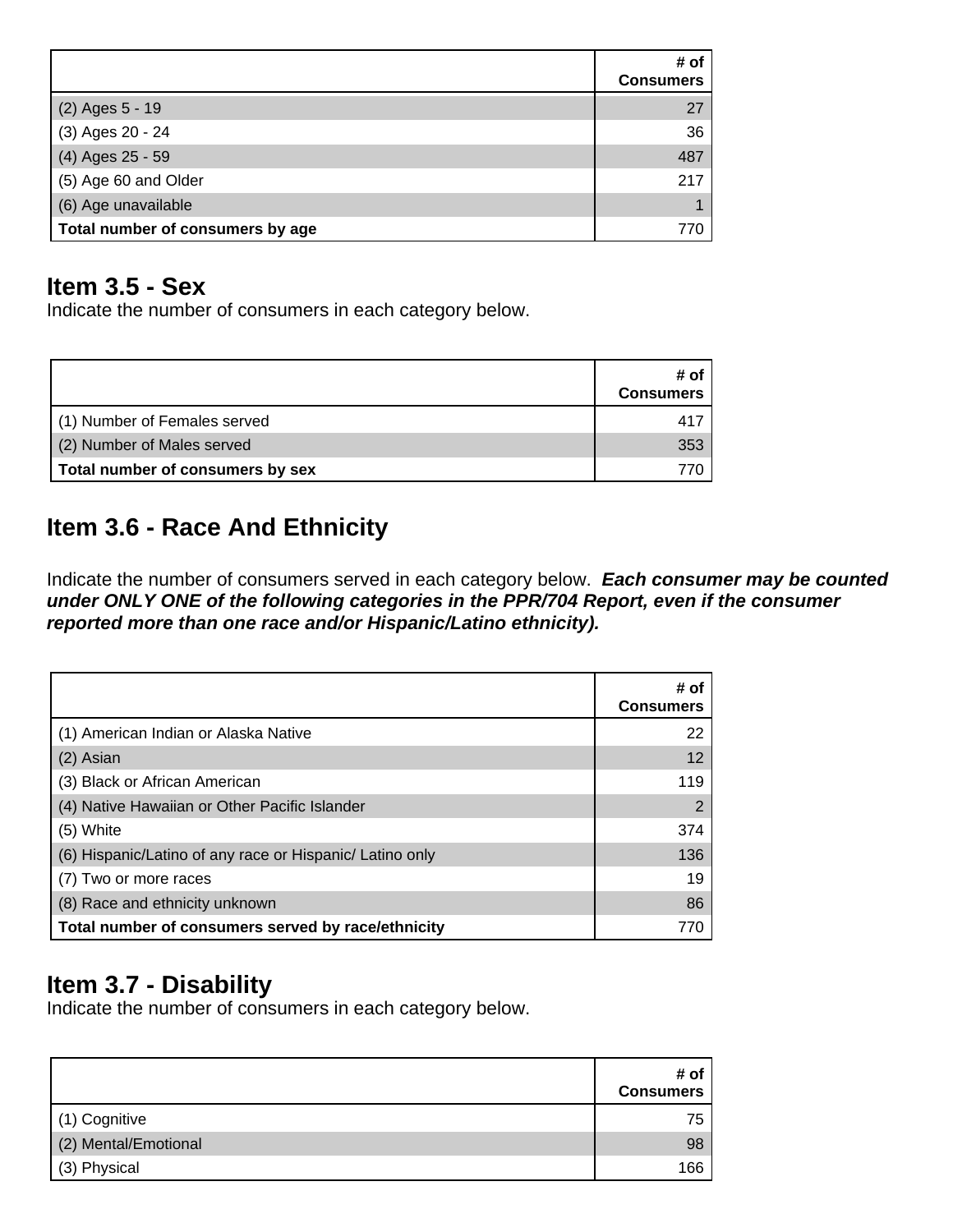| | # of Consumers |
|---|---|
| (2) Ages 5 - 19 | 27 |
| (3) Ages 20 - 24 | 36 |
| (4) Ages 25 - 59 | 487 |
| (5) Age 60 and Older | 217 |
| (6) Age unavailable | 1 |
| **Total number of consumers by age** | 770 |

## Item 3.5 - Sex

Indicate the number of consumers in each category below.

| | # of Consumers |
|---|---|
| (1) Number of Females served | 417 |
| (2) Number of Males served | 353 |
| **Total number of consumers by sex** | 770 |

## Item 3.6 - Race And Ethnicity

Indicate the number of consumers served in each category below. ***Each consumer may be counted under ONLY ONE of the following categories in the PPR/704 Report, even if the consumer reported more than one race and/or Hispanic/Latino ethnicity).***

| | # of Consumers |
|---|---|
| (1) American Indian or Alaska Native | 22 |
| (2) Asian | 12 |
| (3) Black or African American | 119 |
| (4) Native Hawaiian or Other Pacific Islander | 2 |
| (5) White | 374 |
| (6) Hispanic/Latino of any race or Hispanic/ Latino only | 136 |
| (7) Two or more races | 19 |
| (8) Race and ethnicity unknown | 86 |
| **Total number of consumers served by race/ethnicity** | 770 |

## Item 3.7 - Disability

Indicate the number of consumers in each category below.

| | # of Consumers |
|---|---|
| (1) Cognitive | 75 |
| (2) Mental/Emotional | 98 |
| (3) Physical | 166 |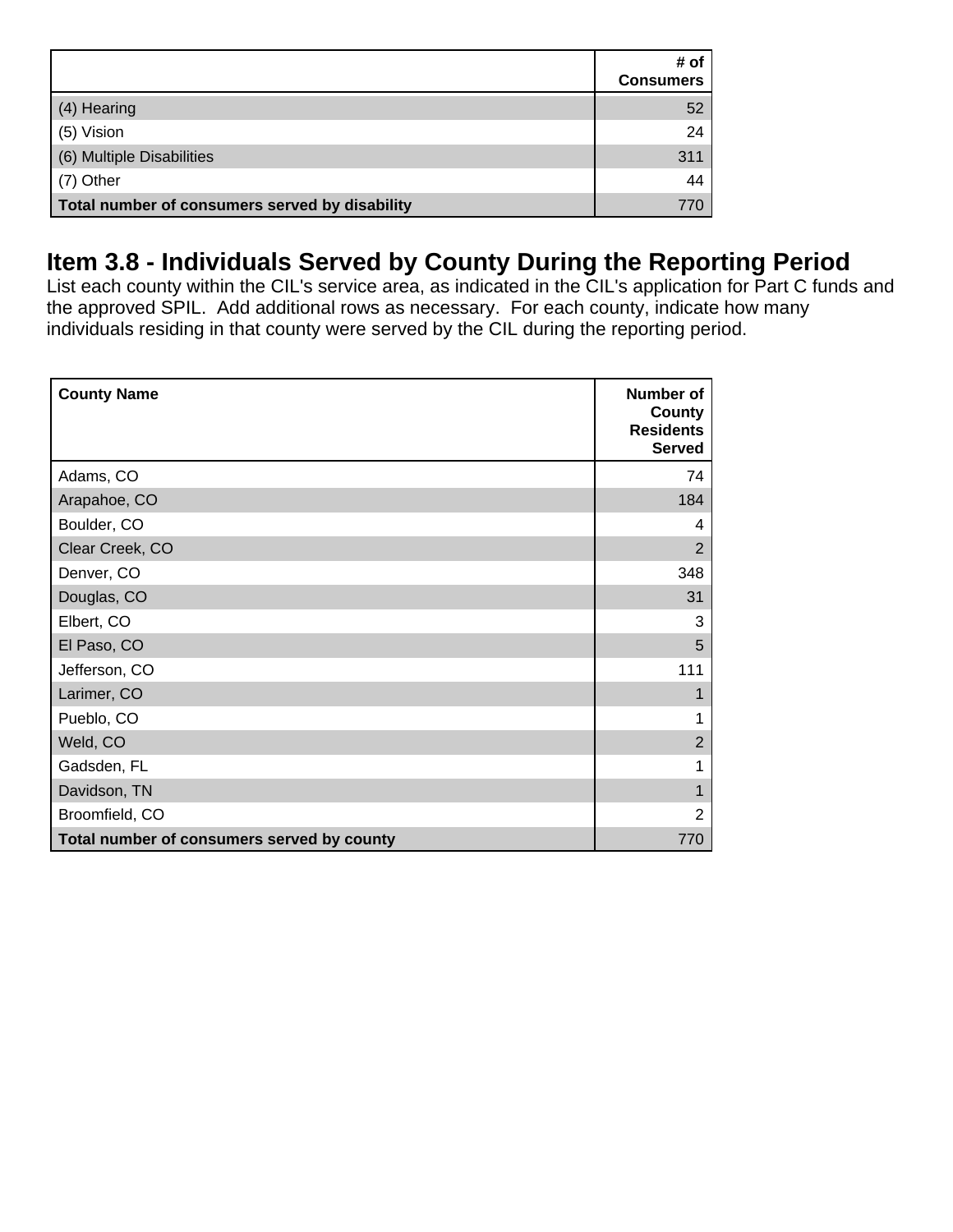| | # of Consumers |
|---|---|
| (4) Hearing | 52 |
| (5) Vision | 24 |
| (6) Multiple Disabilities | 311 |
| (7) Other | 44 |
| **Total number of consumers served by disability** | 770 |

## Item 3.8 - Individuals Served by County During the Reporting Period

List each county within the CIL's service area, as indicated in the CIL's application for Part C funds and the approved SPIL. Add additional rows as necessary. For each county, indicate how many individuals residing in that county were served by the CIL during the reporting period.

| County Name | Number of County Residents Served |
|---|---|
| Adams, CO | 74 |
| Arapahoe, CO | 184 |
| Boulder, CO | 4 |
| Clear Creek, CO | 2 |
| Denver, CO | 348 |
| Douglas, CO | 31 |
| Elbert, CO | 3 |
| El Paso, CO | 5 |
| Jefferson, CO | 111 |
| Larimer, CO | 1 |
| Pueblo, CO | 1 |
| Weld, CO | 2 |
| Gadsden, FL | 1 |
| Davidson, TN | 1 |
| Broomfield, CO | 2 |
| **Total number of consumers served by county** | 770 |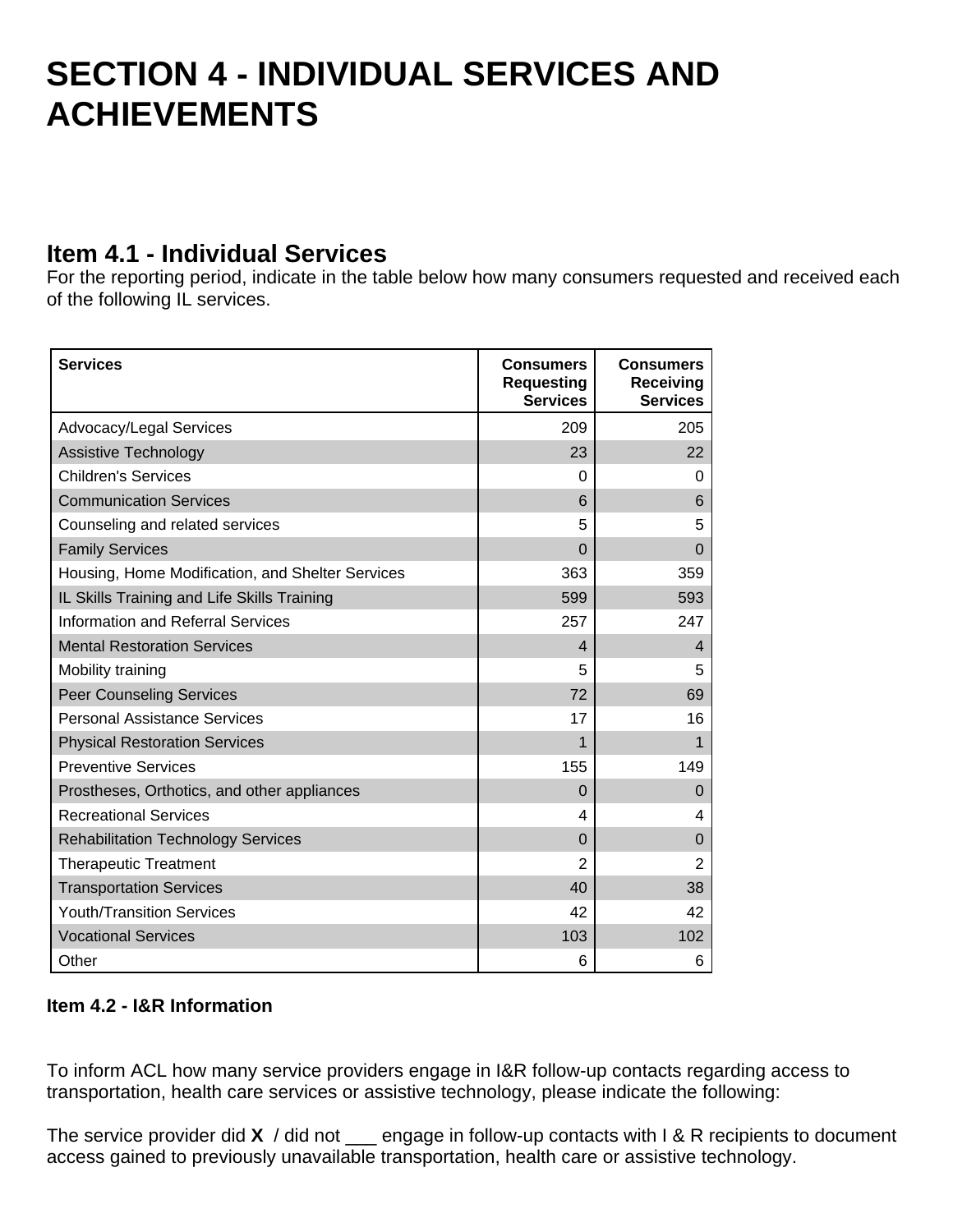# SECTION 4 - INDIVIDUAL SERVICES AND ACHIEVEMENTS

## Item 4.1 - Individual Services

For the reporting period, indicate in the table below how many consumers requested and received each of the following IL services.

| Services | Consumers Requesting Services | Consumers Receiving Services |
|---|---|---|
| Advocacy/Legal Services | 209 | 205 |
| Assistive Technology | 23 | 22 |
| Children's Services | 0 | 0 |
| Communication Services | 6 | 6 |
| Counseling and related services | 5 | 5 |
| Family Services | 0 | 0 |
| Housing, Home Modification, and Shelter Services | 363 | 359 |
| IL Skills Training and Life Skills Training | 599 | 593 |
| Information and Referral Services | 257 | 247 |
| Mental Restoration Services | 4 | 4 |
| Mobility training | 5 | 5 |
| Peer Counseling Services | 72 | 69 |
| Personal Assistance Services | 17 | 16 |
| Physical Restoration Services | 1 | 1 |
| Preventive Services | 155 | 149 |
| Prostheses, Orthotics, and other appliances | 0 | 0 |
| Recreational Services | 4 | 4 |
| Rehabilitation Technology Services | 0 | 0 |
| Therapeutic Treatment | 2 | 2 |
| Transportation Services | 40 | 38 |
| Youth/Transition Services | 42 | 42 |
| Vocational Services | 103 | 102 |
| Other | 6 | 6 |

**Item 4.2 - I&R Information**

To inform ACL how many service providers engage in I&R follow-up contacts regarding access to transportation, health care services or assistive technology, please indicate the following:

The service provider did **X** / did not ___ engage in follow-up contacts with I & R recipients to document access gained to previously unavailable transportation, health care or assistive technology.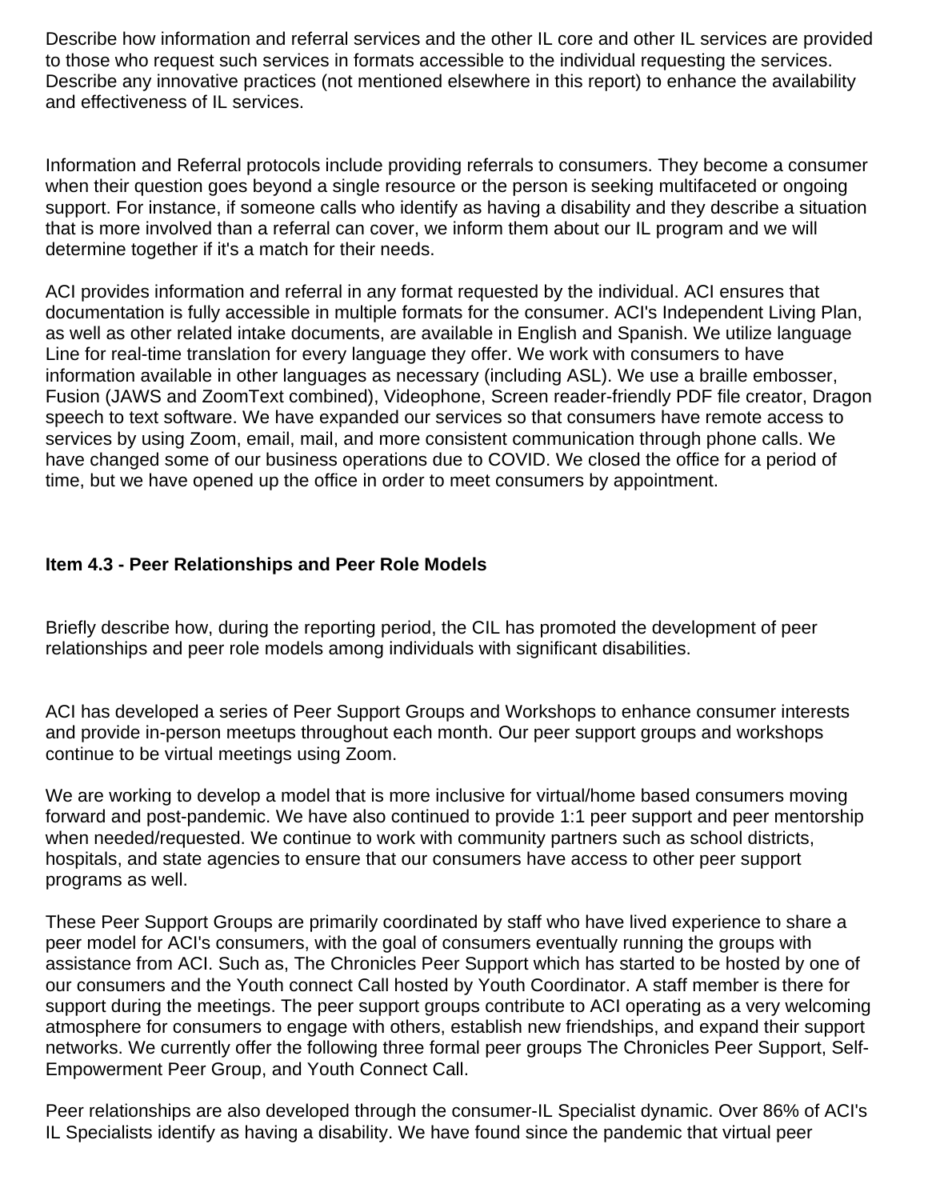Describe how information and referral services and the other IL core and other IL services are provided to those who request such services in formats accessible to the individual requesting the services. Describe any innovative practices (not mentioned elsewhere in this report) to enhance the availability and effectiveness of IL services.

Information and Referral protocols include providing referrals to consumers. They become a consumer when their question goes beyond a single resource or the person is seeking multifaceted or ongoing support. For instance, if someone calls who identify as having a disability and they describe a situation that is more involved than a referral can cover, we inform them about our IL program and we will determine together if it's a match for their needs.

ACI provides information and referral in any format requested by the individual. ACI ensures that documentation is fully accessible in multiple formats for the consumer. ACI's Independent Living Plan, as well as other related intake documents, are available in English and Spanish. We utilize language Line for real-time translation for every language they offer. We work with consumers to have information available in other languages as necessary (including ASL). We use a braille embosser, Fusion (JAWS and ZoomText combined), Videophone, Screen reader-friendly PDF file creator, Dragon speech to text software. We have expanded our services so that consumers have remote access to services by using Zoom, email, mail, and more consistent communication through phone calls. We have changed some of our business operations due to COVID. We closed the office for a period of time, but we have opened up the office in order to meet consumers by appointment.

**Item 4.3 - Peer Relationships and Peer Role Models**

Briefly describe how, during the reporting period, the CIL has promoted the development of peer relationships and peer role models among individuals with significant disabilities.

ACI has developed a series of Peer Support Groups and Workshops to enhance consumer interests and provide in-person meetups throughout each month. Our peer support groups and workshops continue to be virtual meetings using Zoom.

We are working to develop a model that is more inclusive for virtual/home based consumers moving forward and post-pandemic. We have also continued to provide 1:1 peer support and peer mentorship when needed/requested. We continue to work with community partners such as school districts, hospitals, and state agencies to ensure that our consumers have access to other peer support programs as well.

These Peer Support Groups are primarily coordinated by staff who have lived experience to share a peer model for ACI's consumers, with the goal of consumers eventually running the groups with assistance from ACI. Such as, The Chronicles Peer Support which has started to be hosted by one of our consumers and the Youth connect Call hosted by Youth Coordinator. A staff member is there for support during the meetings. The peer support groups contribute to ACI operating as a very welcoming atmosphere for consumers to engage with others, establish new friendships, and expand their support networks. We currently offer the following three formal peer groups The Chronicles Peer Support, Self-Empowerment Peer Group, and Youth Connect Call.

Peer relationships are also developed through the consumer-IL Specialist dynamic. Over 86% of ACI's IL Specialists identify as having a disability. We have found since the pandemic that virtual peer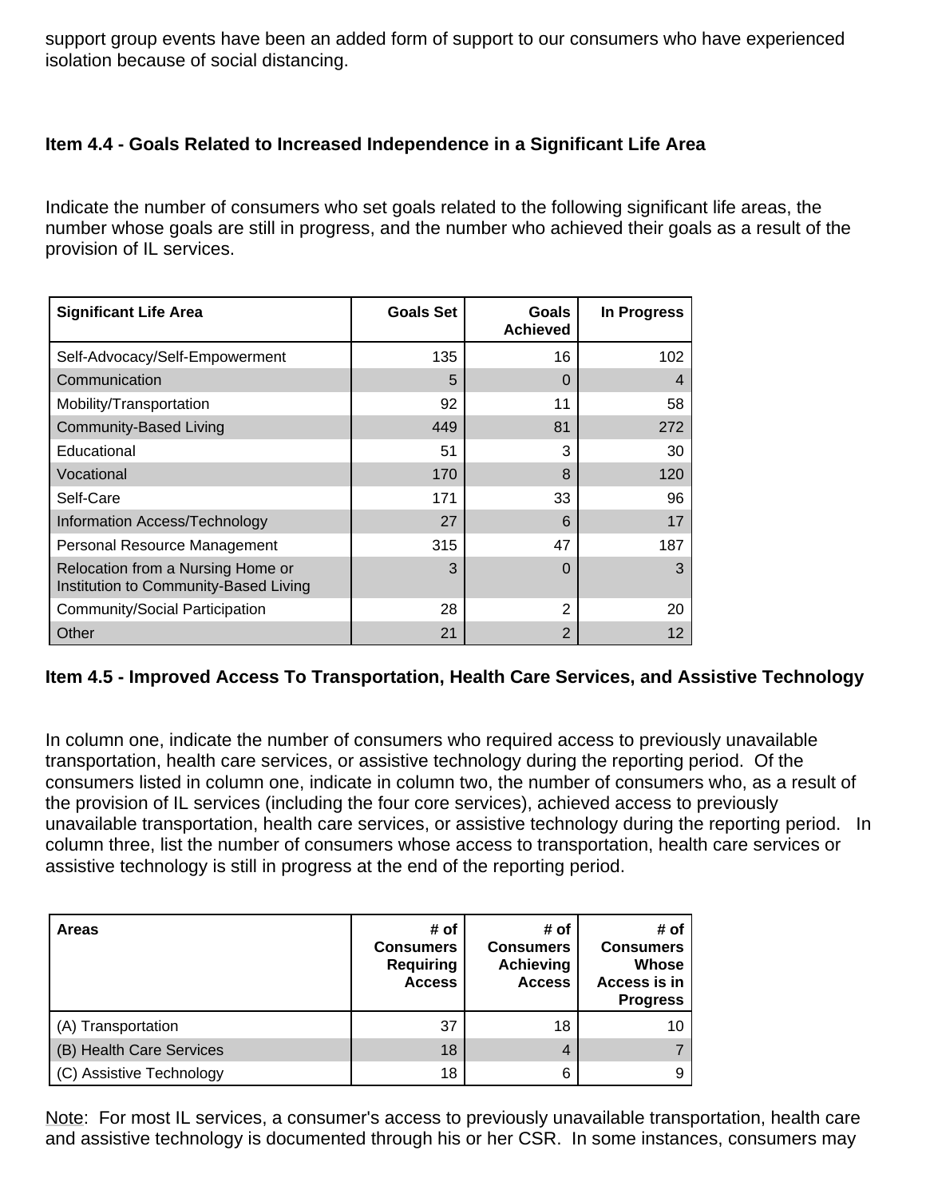support group events have been an added form of support to our consumers who have experienced isolation because of social distancing.

### Item 4.4 - Goals Related to Increased Independence in a Significant Life Area

Indicate the number of consumers who set goals related to the following significant life areas, the number whose goals are still in progress, and the number who achieved their goals as a result of the provision of IL services.

| Significant Life Area | Goals Set | Goals Achieved | In Progress |
|---|---|---|---|
| Self-Advocacy/Self-Empowerment | 135 | 16 | 102 |
| Communication | 5 | 0 | 4 |
| Mobility/Transportation | 92 | 11 | 58 |
| Community-Based Living | 449 | 81 | 272 |
| Educational | 51 | 3 | 30 |
| Vocational | 170 | 8 | 120 |
| Self-Care | 171 | 33 | 96 |
| Information Access/Technology | 27 | 6 | 17 |
| Personal Resource Management | 315 | 47 | 187 |
| Relocation from a Nursing Home or Institution to Community-Based Living | 3 | 0 | 3 |
| Community/Social Participation | 28 | 2 | 20 |
| Other | 21 | 2 | 12 |

### Item 4.5 - Improved Access To Transportation, Health Care Services, and Assistive Technology

In column one, indicate the number of consumers who required access to previously unavailable transportation, health care services, or assistive technology during the reporting period. Of the consumers listed in column one, indicate in column two, the number of consumers who, as a result of the provision of IL services (including the four core services), achieved access to previously unavailable transportation, health care services, or assistive technology during the reporting period. In column three, list the number of consumers whose access to transportation, health care services or assistive technology is still in progress at the end of the reporting period.

| Areas | # of Consumers Requiring Access | # of Consumers Achieving Access | # of Consumers Whose Access is in Progress |
|---|---|---|---|
| (A) Transportation | 37 | 18 | 10 |
| (B) Health Care Services | 18 | 4 | 7 |
| (C) Assistive Technology | 18 | 6 | 9 |

Note: For most IL services, a consumer's access to previously unavailable transportation, health care and assistive technology is documented through his or her CSR. In some instances, consumers may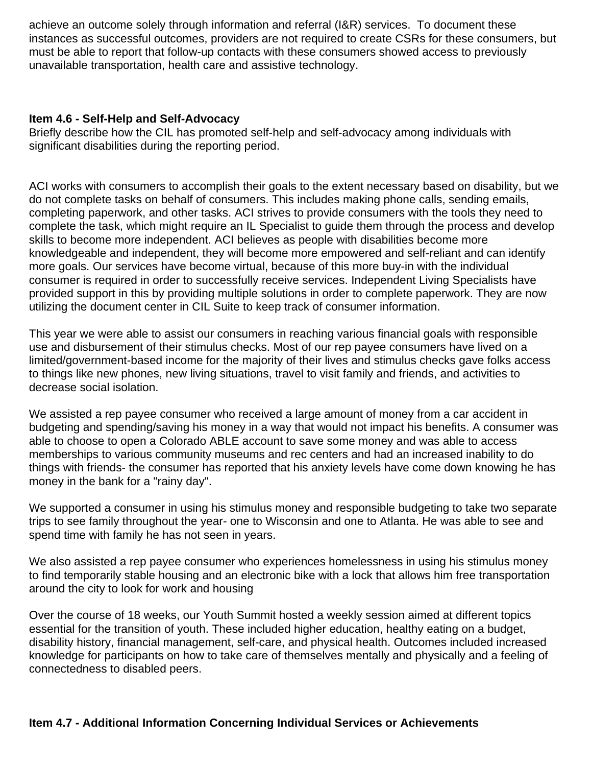achieve an outcome solely through information and referral (I&R) services. To document these instances as successful outcomes, providers are not required to create CSRs for these consumers, but must be able to report that follow-up contacts with these consumers showed access to previously unavailable transportation, health care and assistive technology.

**Item 4.6 - Self-Help and Self-Advocacy**

Briefly describe how the CIL has promoted self-help and self-advocacy among individuals with significant disabilities during the reporting period.

ACI works with consumers to accomplish their goals to the extent necessary based on disability, but we do not complete tasks on behalf of consumers. This includes making phone calls, sending emails, completing paperwork, and other tasks. ACI strives to provide consumers with the tools they need to complete the task, which might require an IL Specialist to guide them through the process and develop skills to become more independent. ACI believes as people with disabilities become more knowledgeable and independent, they will become more empowered and self-reliant and can identify more goals. Our services have become virtual, because of this more buy-in with the individual consumer is required in order to successfully receive services. Independent Living Specialists have provided support in this by providing multiple solutions in order to complete paperwork. They are now utilizing the document center in CIL Suite to keep track of consumer information.

This year we were able to assist our consumers in reaching various financial goals with responsible use and disbursement of their stimulus checks. Most of our rep payee consumers have lived on a limited/government-based income for the majority of their lives and stimulus checks gave folks access to things like new phones, new living situations, travel to visit family and friends, and activities to decrease social isolation.

We assisted a rep payee consumer who received a large amount of money from a car accident in budgeting and spending/saving his money in a way that would not impact his benefits. A consumer was able to choose to open a Colorado ABLE account to save some money and was able to access memberships to various community museums and rec centers and had an increased inability to do things with friends- the consumer has reported that his anxiety levels have come down knowing he has money in the bank for a "rainy day".

We supported a consumer in using his stimulus money and responsible budgeting to take two separate trips to see family throughout the year- one to Wisconsin and one to Atlanta. He was able to see and spend time with family he has not seen in years.

We also assisted a rep payee consumer who experiences homelessness in using his stimulus money to find temporarily stable housing and an electronic bike with a lock that allows him free transportation around the city to look for work and housing

Over the course of 18 weeks, our Youth Summit hosted a weekly session aimed at different topics essential for the transition of youth. These included higher education, healthy eating on a budget, disability history, financial management, self-care, and physical health. Outcomes included increased knowledge for participants on how to take care of themselves mentally and physically and a feeling of connectedness to disabled peers.

**Item 4.7 - Additional Information Concerning Individual Services or Achievements**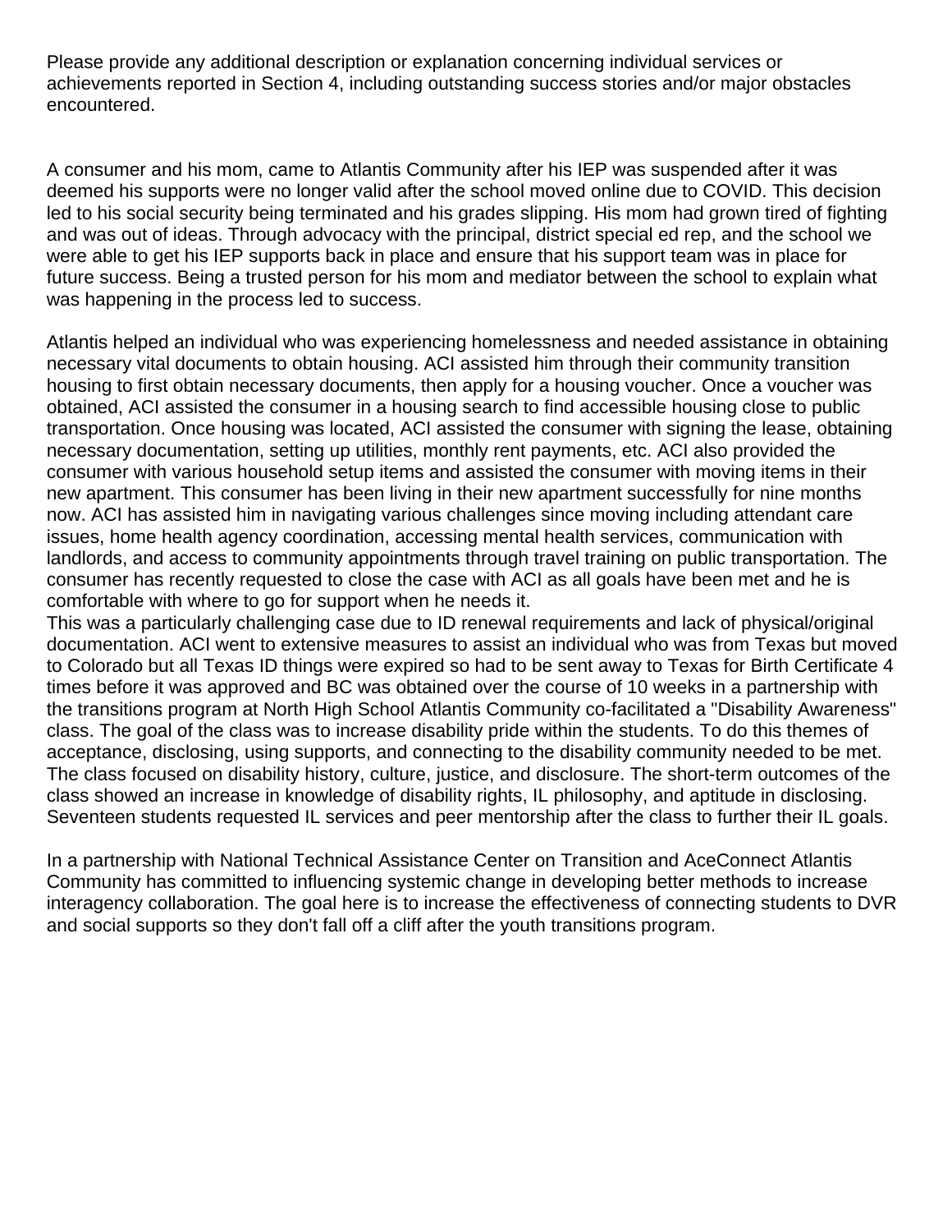Please provide any additional description or explanation concerning individual services or achievements reported in Section 4, including outstanding success stories and/or major obstacles encountered.

A consumer and his mom, came to Atlantis Community after his IEP was suspended after it was deemed his supports were no longer valid after the school moved online due to COVID. This decision led to his social security being terminated and his grades slipping. His mom had grown tired of fighting and was out of ideas. Through advocacy with the principal, district special ed rep, and the school we were able to get his IEP supports back in place and ensure that his support team was in place for future success. Being a trusted person for his mom and mediator between the school to explain what was happening in the process led to success.

Atlantis helped an individual who was experiencing homelessness and needed assistance in obtaining necessary vital documents to obtain housing. ACI assisted him through their community transition housing to first obtain necessary documents, then apply for a housing voucher. Once a voucher was obtained, ACI assisted the consumer in a housing search to find accessible housing close to public transportation. Once housing was located, ACI assisted the consumer with signing the lease, obtaining necessary documentation, setting up utilities, monthly rent payments, etc. ACI also provided the consumer with various household setup items and assisted the consumer with moving items in their new apartment. This consumer has been living in their new apartment successfully for nine months now. ACI has assisted him in navigating various challenges since moving including attendant care issues, home health agency coordination, accessing mental health services, communication with landlords, and access to community appointments through travel training on public transportation. The consumer has recently requested to close the case with ACI as all goals have been met and he is comfortable with where to go for support when he needs it.
This was a particularly challenging case due to ID renewal requirements and lack of physical/original documentation. ACI went to extensive measures to assist an individual who was from Texas but moved to Colorado but all Texas ID things were expired so had to be sent away to Texas for Birth Certificate 4 times before it was approved and BC was obtained over the course of 10 weeks in a partnership with the transitions program at North High School Atlantis Community co-facilitated a "Disability Awareness" class. The goal of the class was to increase disability pride within the students. To do this themes of acceptance, disclosing, using supports, and connecting to the disability community needed to be met. The class focused on disability history, culture, justice, and disclosure. The short-term outcomes of the class showed an increase in knowledge of disability rights, IL philosophy, and aptitude in disclosing. Seventeen students requested IL services and peer mentorship after the class to further their IL goals.

In a partnership with National Technical Assistance Center on Transition and AceConnect Atlantis Community has committed to influencing systemic change in developing better methods to increase interagency collaboration. The goal here is to increase the effectiveness of connecting students to DVR and social supports so they don't fall off a cliff after the youth transitions program.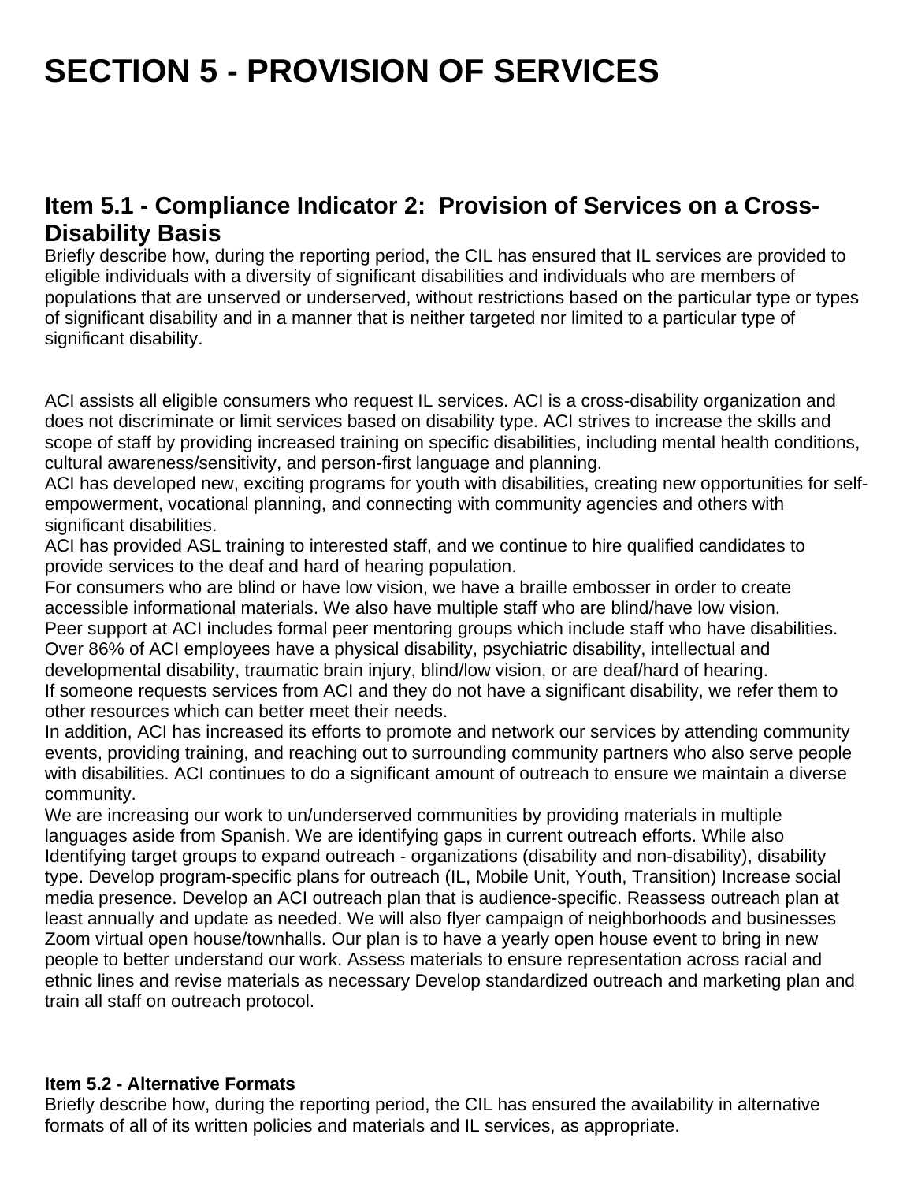# SECTION 5 - PROVISION OF SERVICES

## Item 5.1 - Compliance Indicator 2: Provision of Services on a Cross-Disability Basis

Briefly describe how, during the reporting period, the CIL has ensured that IL services are provided to eligible individuals with a diversity of significant disabilities and individuals who are members of populations that are unserved or underserved, without restrictions based on the particular type or types of significant disability and in a manner that is neither targeted nor limited to a particular type of significant disability.

ACI assists all eligible consumers who request IL services. ACI is a cross-disability organization and does not discriminate or limit services based on disability type. ACI strives to increase the skills and scope of staff by providing increased training on specific disabilities, including mental health conditions, cultural awareness/sensitivity, and person-first language and planning.
ACI has developed new, exciting programs for youth with disabilities, creating new opportunities for self-empowerment, vocational planning, and connecting with community agencies and others with significant disabilities.
ACI has provided ASL training to interested staff, and we continue to hire qualified candidates to provide services to the deaf and hard of hearing population.
For consumers who are blind or have low vision, we have a braille embosser in order to create accessible informational materials. We also have multiple staff who are blind/have low vision.
Peer support at ACI includes formal peer mentoring groups which include staff who have disabilities. Over 86% of ACI employees have a physical disability, psychiatric disability, intellectual and developmental disability, traumatic brain injury, blind/low vision, or are deaf/hard of hearing.
If someone requests services from ACI and they do not have a significant disability, we refer them to other resources which can better meet their needs.
In addition, ACI has increased its efforts to promote and network our services by attending community events, providing training, and reaching out to surrounding community partners who also serve people with disabilities. ACI continues to do a significant amount of outreach to ensure we maintain a diverse community.
We are increasing our work to un/underserved communities by providing materials in multiple languages aside from Spanish. We are identifying gaps in current outreach efforts. While also Identifying target groups to expand outreach - organizations (disability and non-disability), disability type. Develop program-specific plans for outreach (IL, Mobile Unit, Youth, Transition) Increase social media presence. Develop an ACI outreach plan that is audience-specific. Reassess outreach plan at least annually and update as needed. We will also flyer campaign of neighborhoods and businesses Zoom virtual open house/townhalls. Our plan is to have a yearly open house event to bring in new people to better understand our work. Assess materials to ensure representation across racial and ethnic lines and revise materials as necessary Develop standardized outreach and marketing plan and train all staff on outreach protocol.

### Item 5.2 - Alternative Formats

Briefly describe how, during the reporting period, the CIL has ensured the availability in alternative formats of all of its written policies and materials and IL services, as appropriate.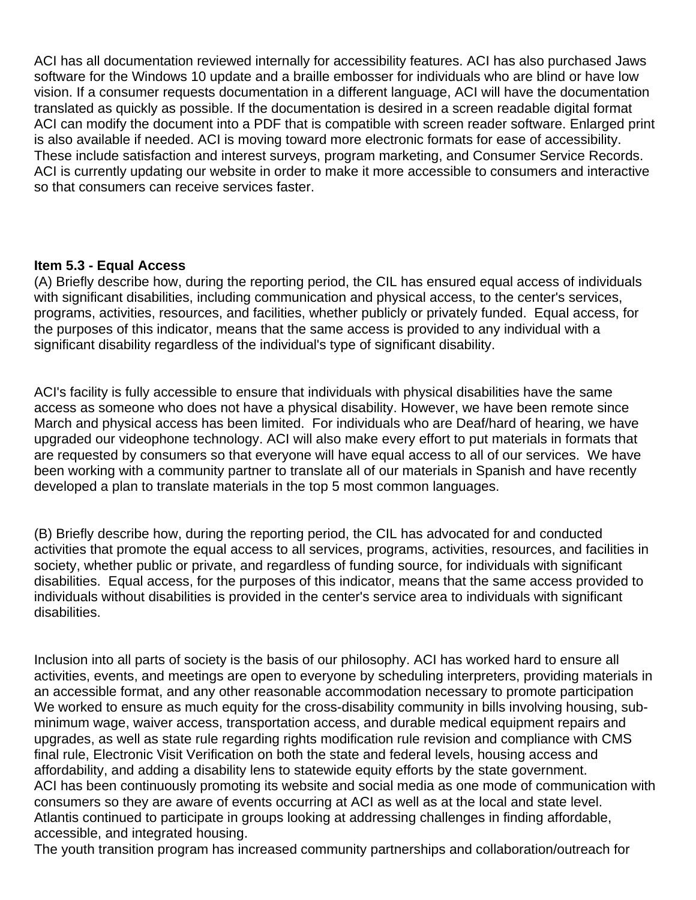ACI has all documentation reviewed internally for accessibility features. ACI has also purchased Jaws software for the Windows 10 update and a braille embosser for individuals who are blind or have low vision. If a consumer requests documentation in a different language, ACI will have the documentation translated as quickly as possible. If the documentation is desired in a screen readable digital format ACI can modify the document into a PDF that is compatible with screen reader software. Enlarged print is also available if needed. ACI is moving toward more electronic formats for ease of accessibility. These include satisfaction and interest surveys, program marketing, and Consumer Service Records. ACI is currently updating our website in order to make it more accessible to consumers and interactive so that consumers can receive services faster.

**Item 5.3 - Equal Access**

(A) Briefly describe how, during the reporting period, the CIL has ensured equal access of individuals with significant disabilities, including communication and physical access, to the center's services, programs, activities, resources, and facilities, whether publicly or privately funded. Equal access, for the purposes of this indicator, means that the same access is provided to any individual with a significant disability regardless of the individual's type of significant disability.

ACI's facility is fully accessible to ensure that individuals with physical disabilities have the same access as someone who does not have a physical disability. However, we have been remote since March and physical access has been limited. For individuals who are Deaf/hard of hearing, we have upgraded our videophone technology. ACI will also make every effort to put materials in formats that are requested by consumers so that everyone will have equal access to all of our services. We have been working with a community partner to translate all of our materials in Spanish and have recently developed a plan to translate materials in the top 5 most common languages.

(B) Briefly describe how, during the reporting period, the CIL has advocated for and conducted activities that promote the equal access to all services, programs, activities, resources, and facilities in society, whether public or private, and regardless of funding source, for individuals with significant disabilities. Equal access, for the purposes of this indicator, means that the same access provided to individuals without disabilities is provided in the center's service area to individuals with significant disabilities.

Inclusion into all parts of society is the basis of our philosophy. ACI has worked hard to ensure all activities, events, and meetings are open to everyone by scheduling interpreters, providing materials in an accessible format, and any other reasonable accommodation necessary to promote participation
We worked to ensure as much equity for the cross-disability community in bills involving housing, sub-minimum wage, waiver access, transportation access, and durable medical equipment repairs and upgrades, as well as state rule regarding rights modification rule revision and compliance with CMS final rule, Electronic Visit Verification on both the state and federal levels, housing access and affordability, and adding a disability lens to statewide equity efforts by the state government.
ACI has been continuously promoting its website and social media as one mode of communication with consumers so they are aware of events occurring at ACI as well as at the local and state level.
Atlantis continued to participate in groups looking at addressing challenges in finding affordable, accessible, and integrated housing.
The youth transition program has increased community partnerships and collaboration/outreach for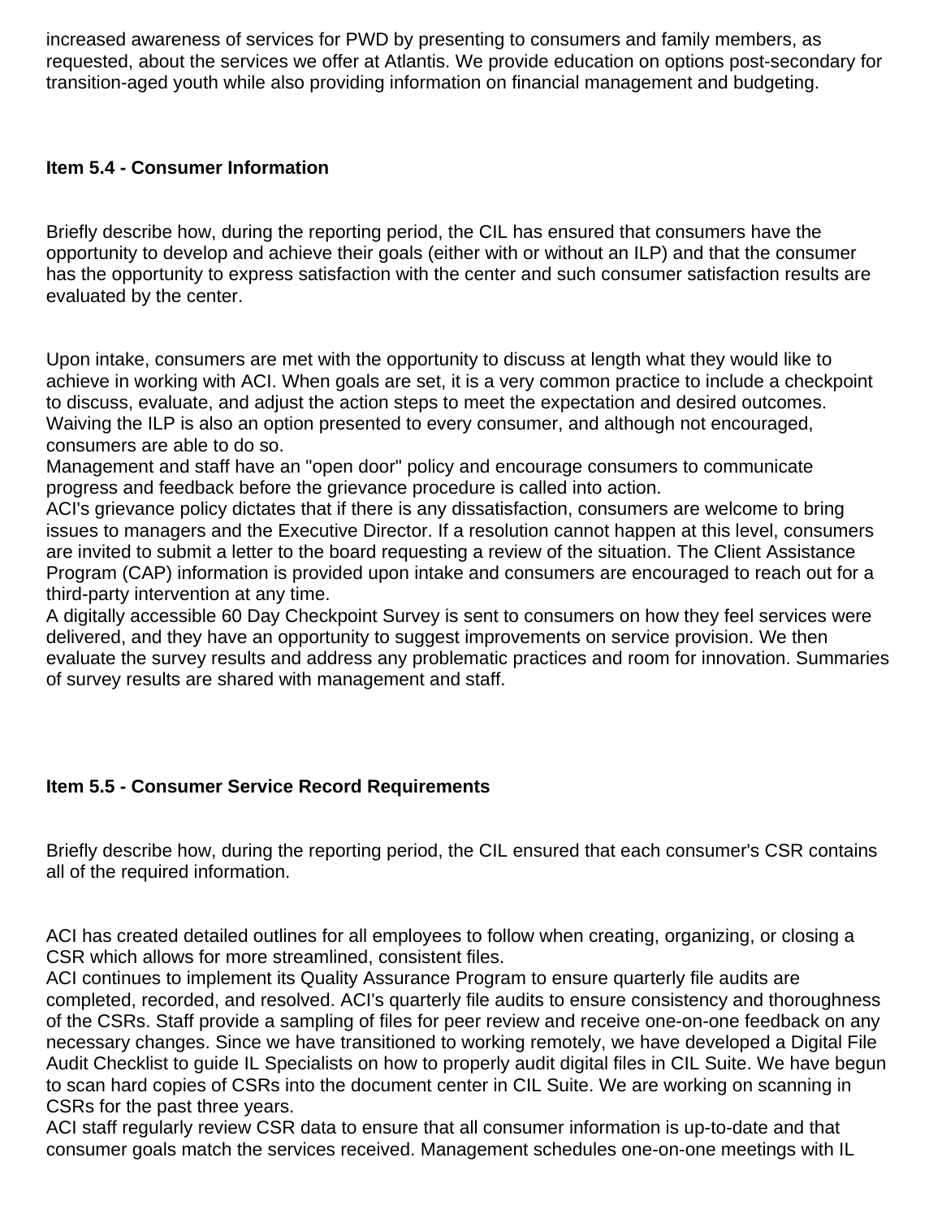increased awareness of services for PWD by presenting to consumers and family members, as requested, about the services we offer at Atlantis. We provide education on options post-secondary for transition-aged youth while also providing information on financial management and budgeting.

**Item 5.4 - Consumer Information**

Briefly describe how, during the reporting period, the CIL has ensured that consumers have the opportunity to develop and achieve their goals (either with or without an ILP) and that the consumer has the opportunity to express satisfaction with the center and such consumer satisfaction results are evaluated by the center.

Upon intake, consumers are met with the opportunity to discuss at length what they would like to achieve in working with ACI. When goals are set, it is a very common practice to include a checkpoint to discuss, evaluate, and adjust the action steps to meet the expectation and desired outcomes. Waiving the ILP is also an option presented to every consumer, and although not encouraged, consumers are able to do so.
Management and staff have an "open door" policy and encourage consumers to communicate progress and feedback before the grievance procedure is called into action.
ACI's grievance policy dictates that if there is any dissatisfaction, consumers are welcome to bring issues to managers and the Executive Director. If a resolution cannot happen at this level, consumers are invited to submit a letter to the board requesting a review of the situation. The Client Assistance Program (CAP) information is provided upon intake and consumers are encouraged to reach out for a third-party intervention at any time.
A digitally accessible 60 Day Checkpoint Survey is sent to consumers on how they feel services were delivered, and they have an opportunity to suggest improvements on service provision. We then evaluate the survey results and address any problematic practices and room for innovation. Summaries of survey results are shared with management and staff.

**Item 5.5 - Consumer Service Record Requirements**

Briefly describe how, during the reporting period, the CIL ensured that each consumer's CSR contains all of the required information.

ACI has created detailed outlines for all employees to follow when creating, organizing, or closing a CSR which allows for more streamlined, consistent files.
ACI continues to implement its Quality Assurance Program to ensure quarterly file audits are completed, recorded, and resolved. ACI's quarterly file audits to ensure consistency and thoroughness of the CSRs. Staff provide a sampling of files for peer review and receive one-on-one feedback on any necessary changes. Since we have transitioned to working remotely, we have developed a Digital File Audit Checklist to guide IL Specialists on how to properly audit digital files in CIL Suite. We have begun to scan hard copies of CSRs into the document center in CIL Suite. We are working on scanning in CSRs for the past three years.
ACI staff regularly review CSR data to ensure that all consumer information is up-to-date and that consumer goals match the services received. Management schedules one-on-one meetings with IL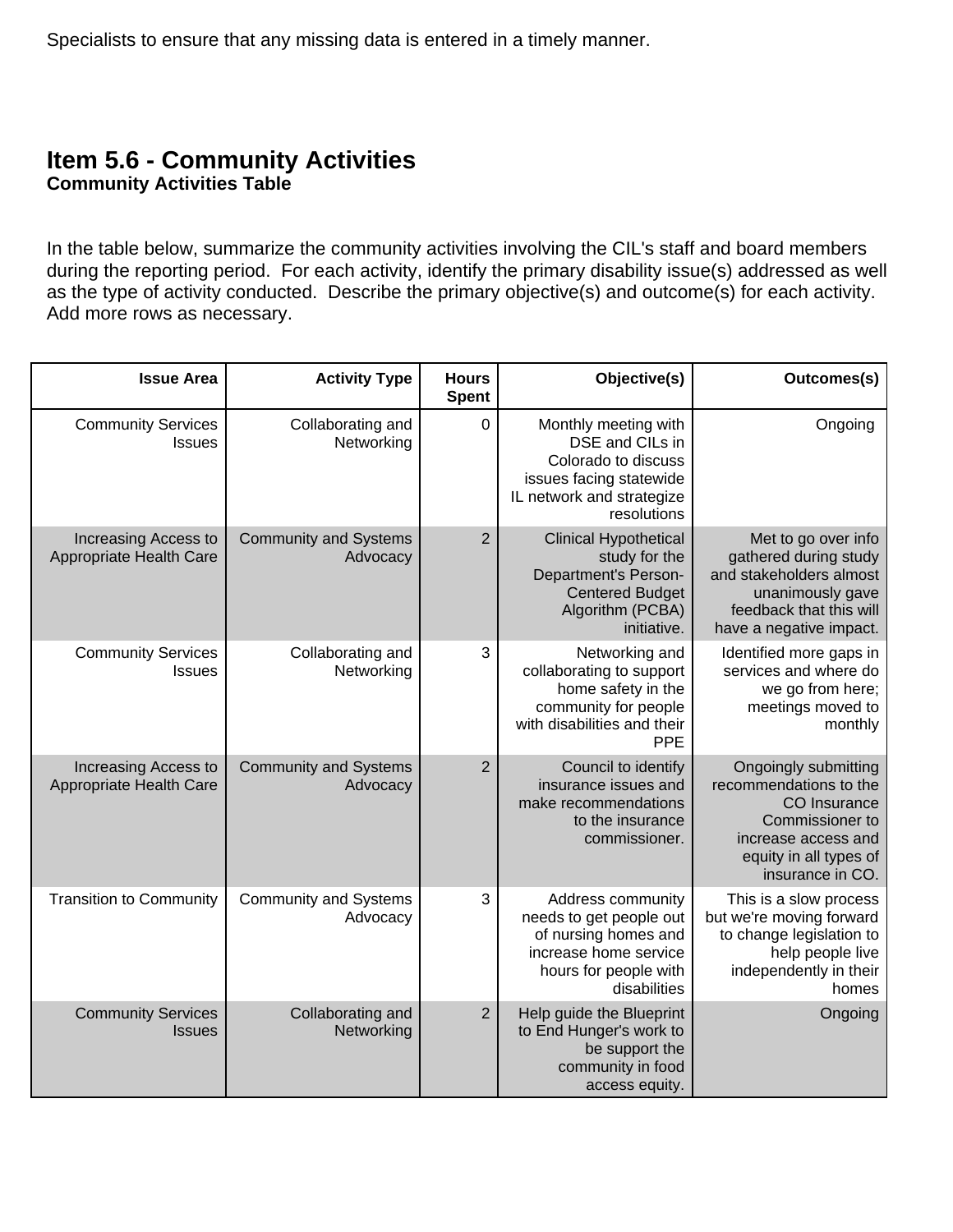Specialists to ensure that any missing data is entered in a timely manner.

## Item 5.6 - Community Activities

**Community Activities Table**

In the table below, summarize the community activities involving the CIL's staff and board members during the reporting period. For each activity, identify the primary disability issue(s) addressed as well as the type of activity conducted. Describe the primary objective(s) and outcome(s) for each activity. Add more rows as necessary.

| Issue Area | Activity Type | Hours Spent | Objective(s) | Outcomes(s) |
|---|---|---|---|---|
| Community Services Issues | Collaborating and Networking | 0 | Monthly meeting with DSE and CILs in Colorado to discuss issues facing statewide IL network and strategize resolutions | Ongoing |
| Increasing Access to Appropriate Health Care | Community and Systems Advocacy | 2 | Clinical Hypothetical study for the Department's Person-Centered Budget Algorithm (PCBA) initiative. | Met to go over info gathered during study and stakeholders almost unanimously gave feedback that this will have a negative impact. |
| Community Services Issues | Collaborating and Networking | 3 | Networking and collaborating to support home safety in the community for people with disabilities and their PPE | Identified more gaps in services and where do we go from here; meetings moved to monthly |
| Increasing Access to Appropriate Health Care | Community and Systems Advocacy | 2 | Council to identify insurance issues and make recommendations to the insurance commissioner. | Ongoingly submitting recommendations to the CO Insurance Commissioner to increase access and equity in all types of insurance in CO. |
| Transition to Community | Community and Systems Advocacy | 3 | Address community needs to get people out of nursing homes and increase home service hours for people with disabilities | This is a slow process but we're moving forward to change legislation to help people live independently in their homes |
| Community Services Issues | Collaborating and Networking | 2 | Help guide the Blueprint to End Hunger's work to be support the community in food access equity. | Ongoing |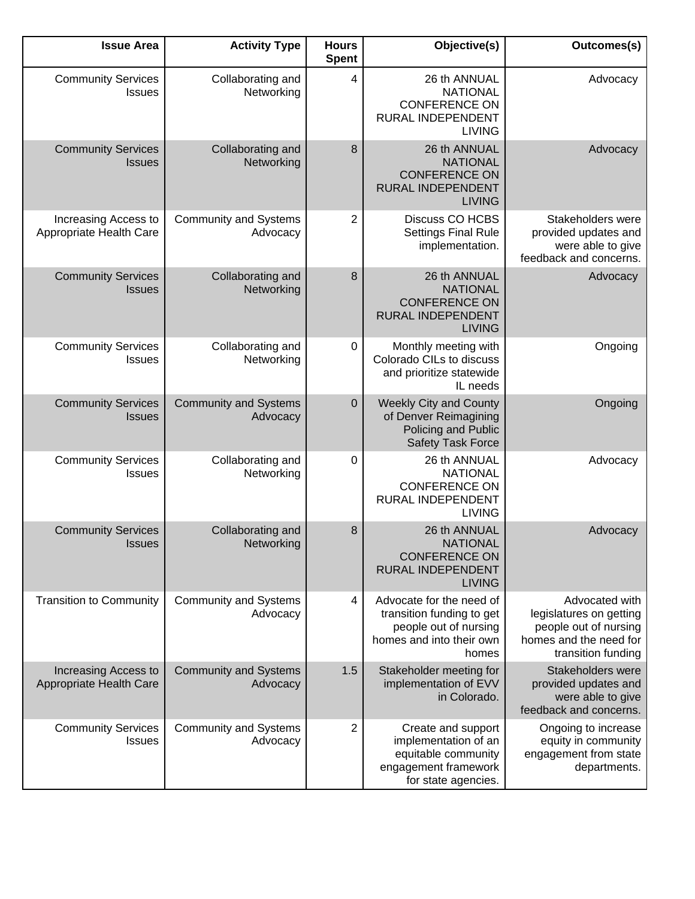| Issue Area | Activity Type | Hours Spent | Objective(s) | Outcomes(s) |
|---|---|---|---|---|
| Community Services Issues | Collaborating and Networking | 4 | 26 th ANNUAL NATIONAL CONFERENCE ON RURAL INDEPENDENT LIVING | Advocacy |
| Community Services Issues | Collaborating and Networking | 8 | 26 th ANNUAL NATIONAL CONFERENCE ON RURAL INDEPENDENT LIVING | Advocacy |
| Increasing Access to Appropriate Health Care | Community and Systems Advocacy | 2 | Discuss CO HCBS Settings Final Rule implementation. | Stakeholders were provided updates and were able to give feedback and concerns. |
| Community Services Issues | Collaborating and Networking | 8 | 26 th ANNUAL NATIONAL CONFERENCE ON RURAL INDEPENDENT LIVING | Advocacy |
| Community Services Issues | Collaborating and Networking | 0 | Monthly meeting with Colorado CILs to discuss and prioritize statewide IL needs | Ongoing |
| Community Services Issues | Community and Systems Advocacy | 0 | Weekly City and County of Denver Reimagining Policing and Public Safety Task Force | Ongoing |
| Community Services Issues | Collaborating and Networking | 0 | 26 th ANNUAL NATIONAL CONFERENCE ON RURAL INDEPENDENT LIVING | Advocacy |
| Community Services Issues | Collaborating and Networking | 8 | 26 th ANNUAL NATIONAL CONFERENCE ON RURAL INDEPENDENT LIVING | Advocacy |
| Transition to Community | Community and Systems Advocacy | 4 | Advocate for the need of transition funding to get people out of nursing homes and into their own homes | Advocated with legislatures on getting people out of nursing homes and the need for transition funding |
| Increasing Access to Appropriate Health Care | Community and Systems Advocacy | 1.5 | Stakeholder meeting for implementation of EVV in Colorado. | Stakeholders were provided updates and were able to give feedback and concerns. |
| Community Services Issues | Community and Systems Advocacy | 2 | Create and support implementation of an equitable community engagement framework for state agencies. | Ongoing to increase equity in community engagement from state departments. |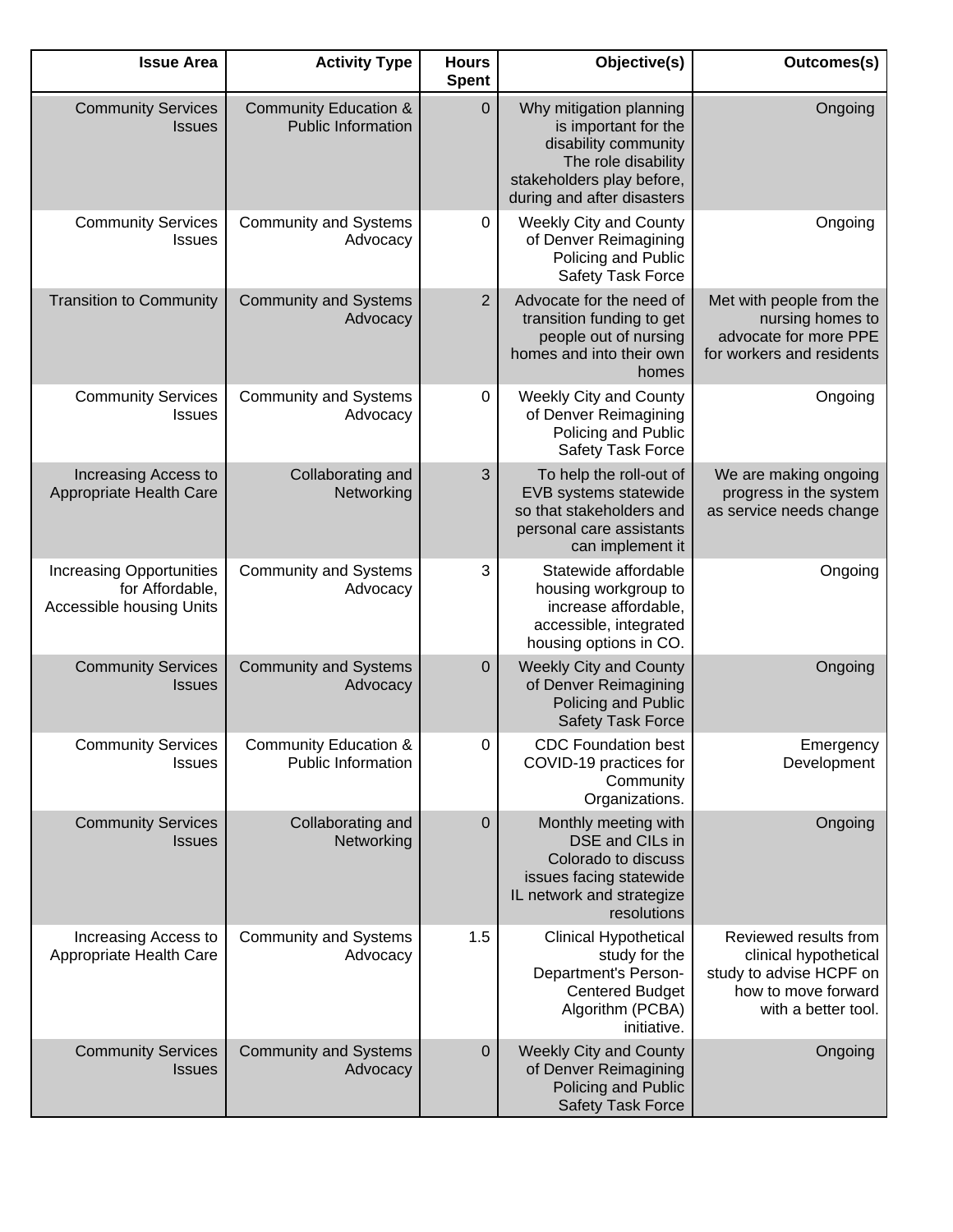| Issue Area | Activity Type | Hours Spent | Objective(s) | Outcomes(s) |
|---|---|---|---|---|
| Community Services Issues | Community Education & Public Information | 0 | Why mitigation planning is important for the disability community The role disability stakeholders play before, during and after disasters | Ongoing |
| Community Services Issues | Community and Systems Advocacy | 0 | Weekly City and County of Denver Reimagining Policing and Public Safety Task Force | Ongoing |
| Transition to Community | Community and Systems Advocacy | 2 | Advocate for the need of transition funding to get people out of nursing homes and into their own homes | Met with people from the nursing homes to advocate for more PPE for workers and residents |
| Community Services Issues | Community and Systems Advocacy | 0 | Weekly City and County of Denver Reimagining Policing and Public Safety Task Force | Ongoing |
| Increasing Access to Appropriate Health Care | Collaborating and Networking | 3 | To help the roll-out of EVB systems statewide so that stakeholders and personal care assistants can implement it | We are making ongoing progress in the system as service needs change |
| Increasing Opportunities for Affordable, Accessible housing Units | Community and Systems Advocacy | 3 | Statewide affordable housing workgroup to increase affordable, accessible, integrated housing options in CO. | Ongoing |
| Community Services Issues | Community and Systems Advocacy | 0 | Weekly City and County of Denver Reimagining Policing and Public Safety Task Force | Ongoing |
| Community Services Issues | Community Education & Public Information | 0 | CDC Foundation best COVID-19 practices for Community Organizations. | Emergency Development |
| Community Services Issues | Collaborating and Networking | 0 | Monthly meeting with DSE and CILs in Colorado to discuss issues facing statewide IL network and strategize resolutions | Ongoing |
| Increasing Access to Appropriate Health Care | Community and Systems Advocacy | 1.5 | Clinical Hypothetical study for the Department's Person-Centered Budget Algorithm (PCBA) initiative. | Reviewed results from clinical hypothetical study to advise HCPF on how to move forward with a better tool. |
| Community Services Issues | Community and Systems Advocacy | 0 | Weekly City and County of Denver Reimagining Policing and Public Safety Task Force | Ongoing |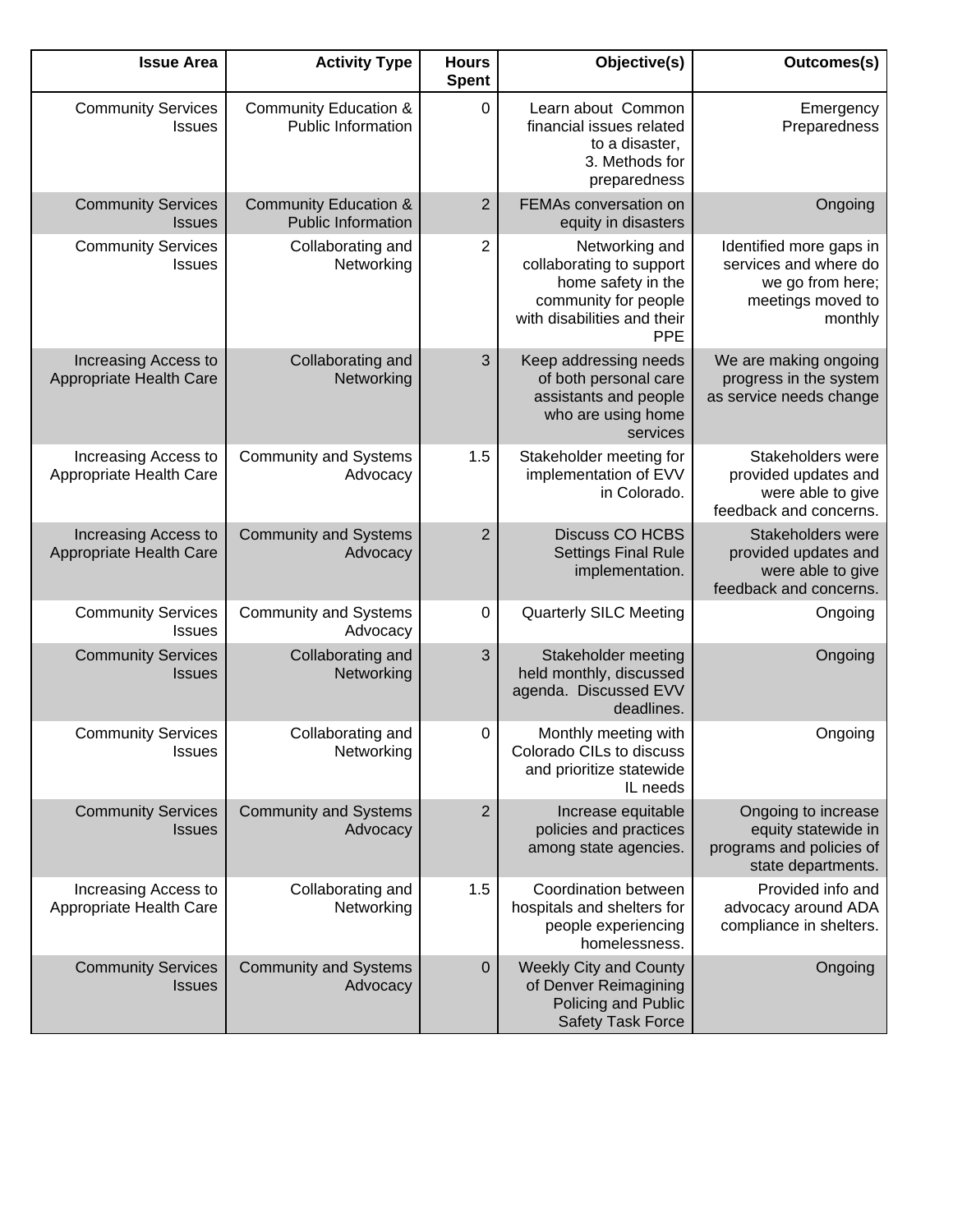| Issue Area | Activity Type | Hours Spent | Objective(s) | Outcomes(s) |
|---|---|---|---|---|
| Community Services Issues | Community Education & Public Information | 0 | Learn about Common financial issues related to a disaster, 3. Methods for preparedness | Emergency Preparedness |
| Community Services Issues | Community Education & Public Information | 2 | FEMAs conversation on equity in disasters | Ongoing |
| Community Services Issues | Collaborating and Networking | 2 | Networking and collaborating to support home safety in the community for people with disabilities and their PPE | Identified more gaps in services and where do we go from here; meetings moved to monthly |
| Increasing Access to Appropriate Health Care | Collaborating and Networking | 3 | Keep addressing needs of both personal care assistants and people who are using home services | We are making ongoing progress in the system as service needs change |
| Increasing Access to Appropriate Health Care | Community and Systems Advocacy | 1.5 | Stakeholder meeting for implementation of EVV in Colorado. | Stakeholders were provided updates and were able to give feedback and concerns. |
| Increasing Access to Appropriate Health Care | Community and Systems Advocacy | 2 | Discuss CO HCBS Settings Final Rule implementation. | Stakeholders were provided updates and were able to give feedback and concerns. |
| Community Services Issues | Community and Systems Advocacy | 0 | Quarterly SILC Meeting | Ongoing |
| Community Services Issues | Collaborating and Networking | 3 | Stakeholder meeting held monthly, discussed agenda. Discussed EVV deadlines. | Ongoing |
| Community Services Issues | Collaborating and Networking | 0 | Monthly meeting with Colorado CILs to discuss and prioritize statewide IL needs | Ongoing |
| Community Services Issues | Community and Systems Advocacy | 2 | Increase equitable policies and practices among state agencies. | Ongoing to increase equity statewide in programs and policies of state departments. |
| Increasing Access to Appropriate Health Care | Collaborating and Networking | 1.5 | Coordination between hospitals and shelters for people experiencing homelessness. | Provided info and advocacy around ADA compliance in shelters. |
| Community Services Issues | Community and Systems Advocacy | 0 | Weekly City and County of Denver Reimagining Policing and Public Safety Task Force | Ongoing |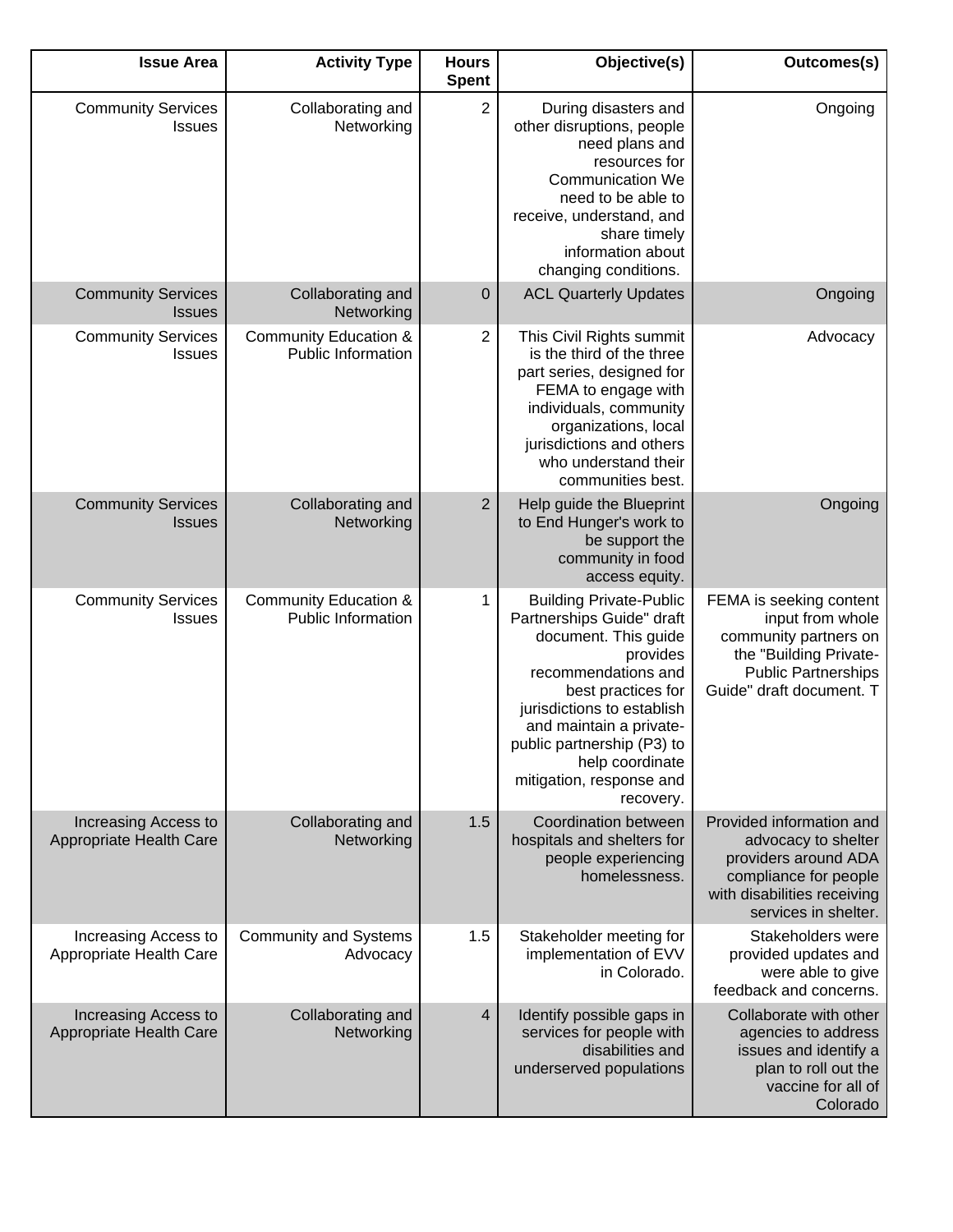| Issue Area | Activity Type | Hours Spent | Objective(s) | Outcomes(s) |
|---|---|---|---|---|
| Community Services Issues | Collaborating and Networking | 2 | During disasters and other disruptions, people need plans and resources for Communication We need to be able to receive, understand, and share timely information about changing conditions. | Ongoing |
| Community Services Issues | Collaborating and Networking | 0 | ACL Quarterly Updates | Ongoing |
| Community Services Issues | Community Education & Public Information | 2 | This Civil Rights summit is the third of the three part series, designed for FEMA to engage with individuals, community organizations, local jurisdictions and others who understand their communities best. | Advocacy |
| Community Services Issues | Collaborating and Networking | 2 | Help guide the Blueprint to End Hunger's work to be support the community in food access equity. | Ongoing |
| Community Services Issues | Community Education & Public Information | 1 | Building Private-Public Partnerships Guide" draft document. This guide provides recommendations and best practices for jurisdictions to establish and maintain a private-public partnership (P3) to help coordinate mitigation, response and recovery. | FEMA is seeking content input from whole community partners on the "Building Private-Public Partnerships Guide" draft document. T |
| Increasing Access to Appropriate Health Care | Collaborating and Networking | 1.5 | Coordination between hospitals and shelters for people experiencing homelessness. | Provided information and advocacy to shelter providers around ADA compliance for people with disabilities receiving services in shelter. |
| Increasing Access to Appropriate Health Care | Community and Systems Advocacy | 1.5 | Stakeholder meeting for implementation of EVV in Colorado. | Stakeholders were provided updates and were able to give feedback and concerns. |
| Increasing Access to Appropriate Health Care | Collaborating and Networking | 4 | Identify possible gaps in services for people with disabilities and underserved populations | Collaborate with other agencies to address issues and identify a plan to roll out the vaccine for all of Colorado |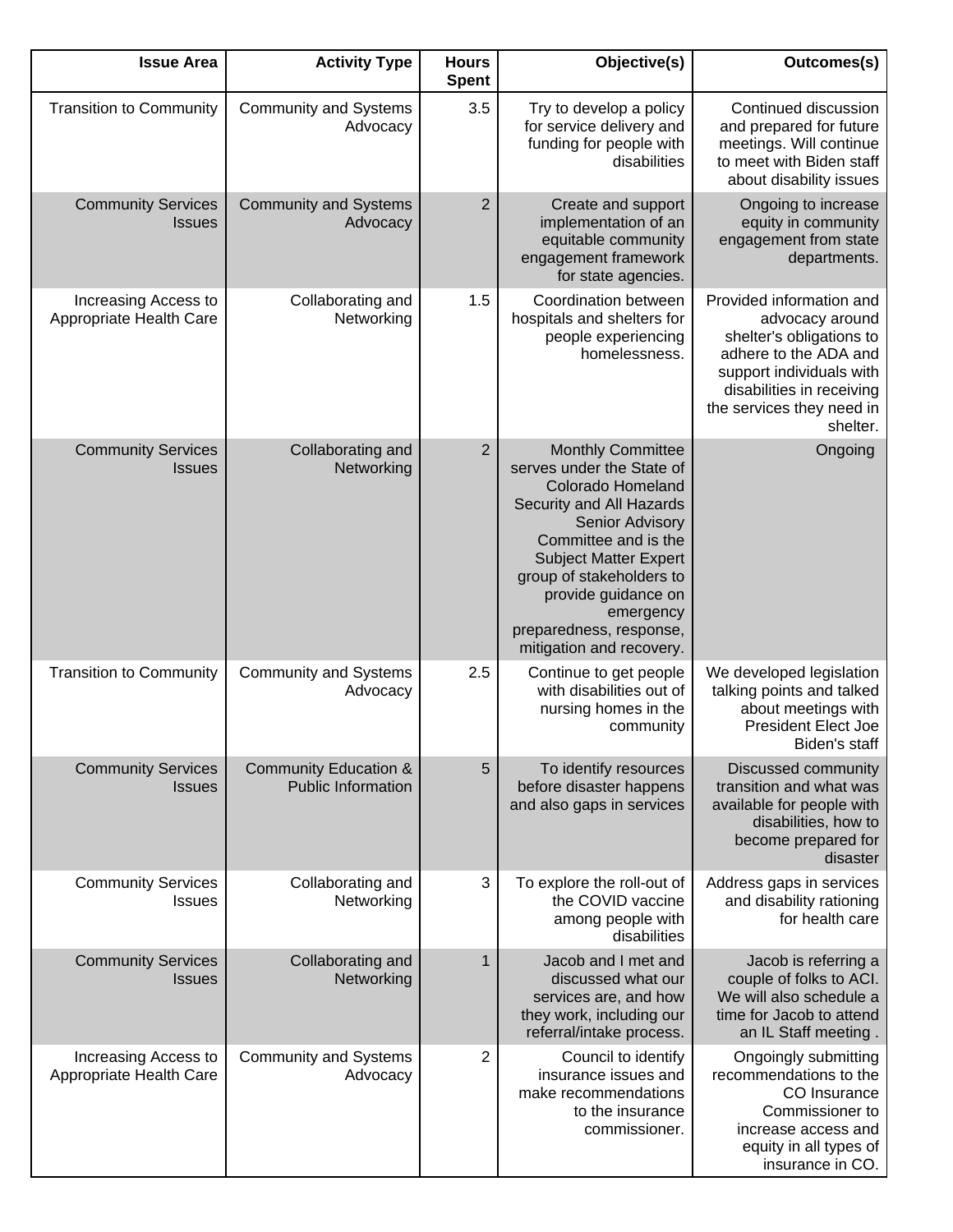| Issue Area | Activity Type | Hours Spent | Objective(s) | Outcomes(s) |
|---|---|---|---|---|
| Transition to Community | Community and Systems Advocacy | 3.5 | Try to develop a policy for service delivery and funding for people with disabilities | Continued discussion and prepared for future meetings. Will continue to meet with Biden staff about disability issues |
| Community Services Issues | Community and Systems Advocacy | 2 | Create and support implementation of an equitable community engagement framework for state agencies. | Ongoing to increase equity in community engagement from state departments. |
| Increasing Access to Appropriate Health Care | Collaborating and Networking | 1.5 | Coordination between hospitals and shelters for people experiencing homelessness. | Provided information and advocacy around shelter's obligations to adhere to the ADA and support individuals with disabilities in receiving the services they need in shelter. |
| Community Services Issues | Collaborating and Networking | 2 | Monthly Committee serves under the State of Colorado Homeland Security and All Hazards Senior Advisory Committee and is the Subject Matter Expert group of stakeholders to provide guidance on emergency preparedness, response, mitigation and recovery. | Ongoing |
| Transition to Community | Community and Systems Advocacy | 2.5 | Continue to get people with disabilities out of nursing homes in the community | We developed legislation talking points and talked about meetings with President Elect Joe Biden's staff |
| Community Services Issues | Community Education & Public Information | 5 | To identify resources before disaster happens and also gaps in services | Discussed community transition and what was available for people with disabilities, how to become prepared for disaster |
| Community Services Issues | Collaborating and Networking | 3 | To explore the roll-out of the COVID vaccine among people with disabilities | Address gaps in services and disability rationing for health care |
| Community Services Issues | Collaborating and Networking | 1 | Jacob and I met and discussed what our services are, and how they work, including our referral/intake process. | Jacob is referring a couple of folks to ACI. We will also schedule a time for Jacob to attend an IL Staff meeting . |
| Increasing Access to Appropriate Health Care | Community and Systems Advocacy | 2 | Council to identify insurance issues and make recommendations to the insurance commissioner. | Ongoingly submitting recommendations to the CO Insurance Commissioner to increase access and equity in all types of insurance in CO. |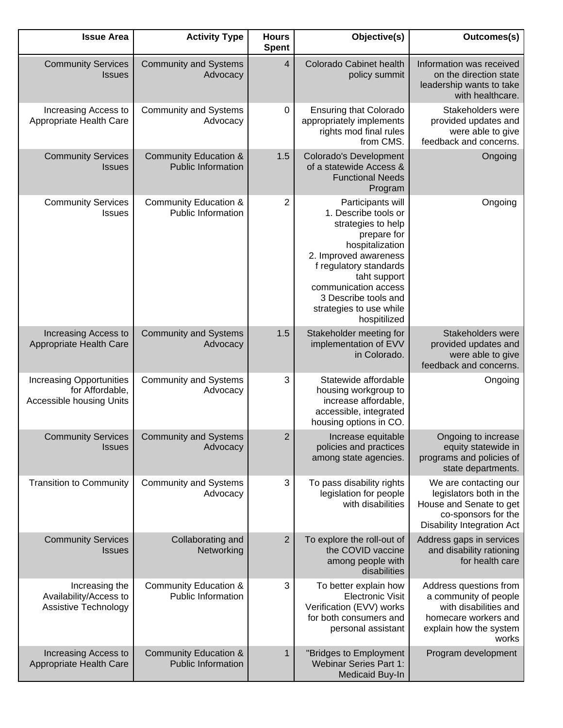| Issue Area | Activity Type | Hours Spent | Objective(s) | Outcomes(s) |
| --- | --- | --- | --- | --- |
| Community Services Issues | Community and Systems Advocacy | 4 | Colorado Cabinet health policy summit | Information was received on the direction state leadership wants to take with healthcare. |
| Increasing Access to Appropriate Health Care | Community and Systems Advocacy | 0 | Ensuring that Colorado appropriately implements rights mod final rules from CMS. | Stakeholders were provided updates and were able to give feedback and concerns. |
| Community Services Issues | Community Education & Public Information | 1.5 | Colorado's Development of a statewide Access & Functional Needs Program | Ongoing |
| Community Services Issues | Community Education & Public Information | 2 | Participants will 1. Describe tools or strategies to help prepare for hospitalization 2. Improved awareness f regulatory standards taht support communication access 3 Describe tools and strategies to use while hospitilized | Ongoing |
| Increasing Access to Appropriate Health Care | Community and Systems Advocacy | 1.5 | Stakeholder meeting for implementation of EVV in Colorado. | Stakeholders were provided updates and were able to give feedback and concerns. |
| Increasing Opportunities for Affordable, Accessible housing Units | Community and Systems Advocacy | 3 | Statewide affordable housing workgroup to increase affordable, accessible, integrated housing options in CO. | Ongoing |
| Community Services Issues | Community and Systems Advocacy | 2 | Increase equitable policies and practices among state agencies. | Ongoing to increase equity statewide in programs and policies of state departments. |
| Transition to Community | Community and Systems Advocacy | 3 | To pass disability rights legislation for people with disabilities | We are contacting our legislators both in the House and Senate to get co-sponsors for the Disability Integration Act |
| Community Services Issues | Collaborating and Networking | 2 | To explore the roll-out of the COVID vaccine among people with disabilities | Address gaps in services and disability rationing for health care |
| Increasing the Availability/Access to Assistive Technology | Community Education & Public Information | 3 | To better explain how Electronic Visit Verification (EVV) works for both consumers and personal assistant | Address questions from a community of people with disabilities and homecare workers and explain how the system works |
| Increasing Access to Appropriate Health Care | Community Education & Public Information | 1 | "Bridges to Employment Webinar Series Part 1: Medicaid Buy-In | Program development |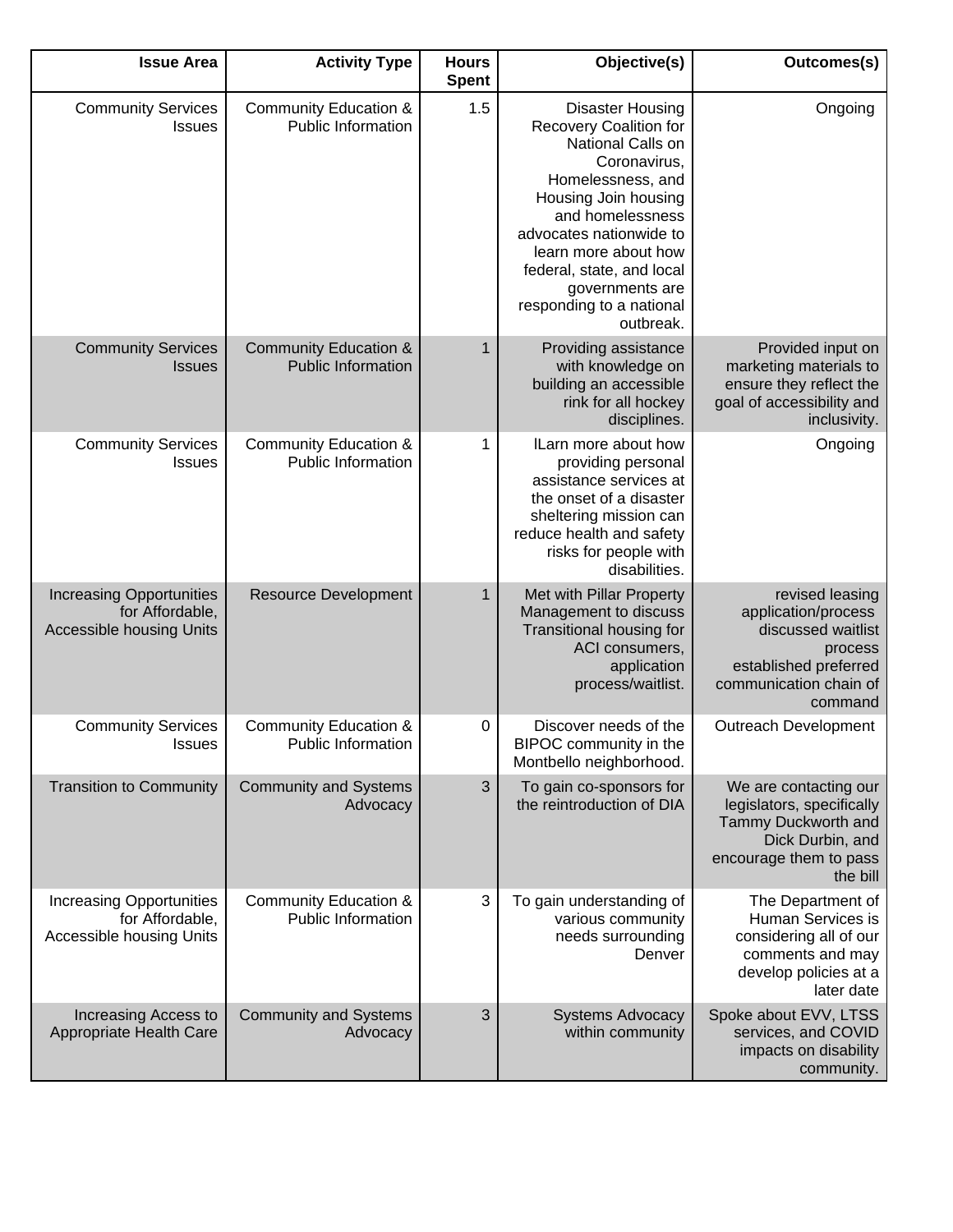| Issue Area | Activity Type | Hours Spent | Objective(s) | Outcomes(s) |
|---|---|---|---|---|
| Community Services Issues | Community Education & Public Information | 1.5 | Disaster Housing Recovery Coalition for National Calls on Coronavirus, Homelessness, and Housing Join housing and homelessness advocates nationwide to learn more about how federal, state, and local governments are responding to a national outbreak. | Ongoing |
| Community Services Issues | Community Education & Public Information | 1 | Providing assistance with knowledge on building an accessible rink for all hockey disciplines. | Provided input on marketing materials to ensure they reflect the goal of accessibility and inclusivity. |
| Community Services Issues | Community Education & Public Information | 1 | lLarn more about how providing personal assistance services at the onset of a disaster sheltering mission can reduce health and safety risks for people with disabilities. | Ongoing |
| Increasing Opportunities for Affordable, Accessible housing Units | Resource Development | 1 | Met with Pillar Property Management to discuss Transitional housing for ACI consumers, application process/waitlist. | revised leasing application/process discussed waitlist process established preferred communication chain of command |
| Community Services Issues | Community Education & Public Information | 0 | Discover needs of the BIPOC community in the Montbello neighborhood. | Outreach Development |
| Transition to Community | Community and Systems Advocacy | 3 | To gain co-sponsors for the reintroduction of DIA | We are contacting our legislators, specifically Tammy Duckworth and Dick Durbin, and encourage them to pass the bill |
| Increasing Opportunities for Affordable, Accessible housing Units | Community Education & Public Information | 3 | To gain understanding of various community needs surrounding Denver | The Department of Human Services is considering all of our comments and may develop policies at a later date |
| Increasing Access to Appropriate Health Care | Community and Systems Advocacy | 3 | Systems Advocacy within community | Spoke about EVV, LTSS services, and COVID impacts on disability community. |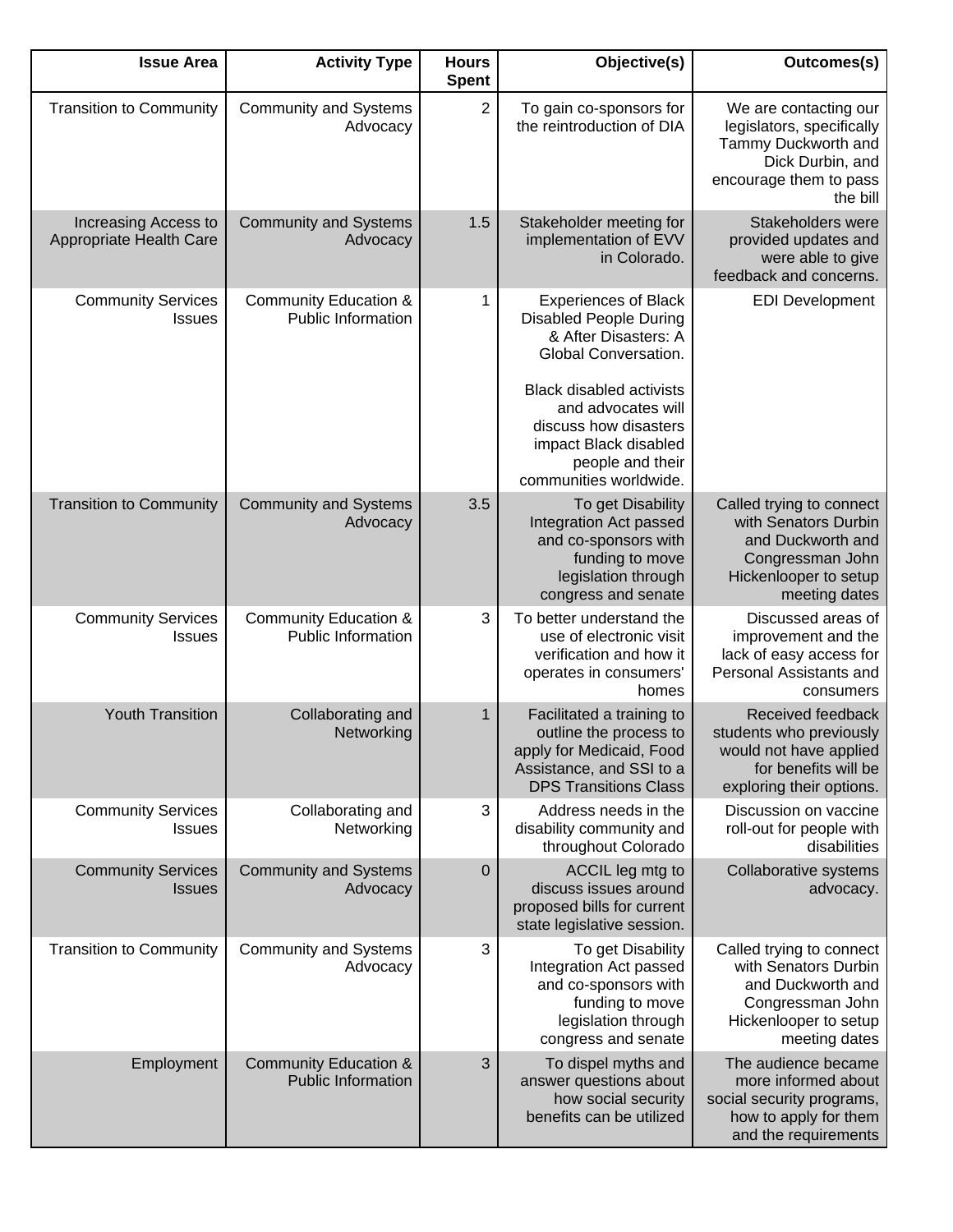| Issue Area | Activity Type | Hours Spent | Objective(s) | Outcomes(s) |
|---|---|---|---|---|
| Transition to Community | Community and Systems Advocacy | 2 | To gain co-sponsors for the reintroduction of DIA | We are contacting our legislators, specifically Tammy Duckworth and Dick Durbin, and encourage them to pass the bill |
| Increasing Access to Appropriate Health Care | Community and Systems Advocacy | 1.5 | Stakeholder meeting for implementation of EVV in Colorado. | Stakeholders were provided updates and were able to give feedback and concerns. |
| Community Services Issues | Community Education & Public Information | 1 | Experiences of Black Disabled People During & After Disasters: A Global Conversation.<br><br>Black disabled activists and advocates will discuss how disasters impact Black disabled people and their communities worldwide. | EDI Development |
| Transition to Community | Community and Systems Advocacy | 3.5 | To get Disability Integration Act passed and co-sponsors with funding to move legislation through congress and senate | Called trying to connect with Senators Durbin and Duckworth and Congressman John Hickenlooper to setup meeting dates |
| Community Services Issues | Community Education & Public Information | 3 | To better understand the use of electronic visit verification and how it operates in consumers' homes | Discussed areas of improvement and the lack of easy access for Personal Assistants and consumers |
| Youth Transition | Collaborating and Networking | 1 | Facilitated a training to outline the process to apply for Medicaid, Food Assistance, and SSI to a DPS Transitions Class | Received feedback students who previously would not have applied for benefits will be exploring their options. |
| Community Services Issues | Collaborating and Networking | 3 | Address needs in the disability community and throughout Colorado | Discussion on vaccine roll-out for people with disabilities |
| Community Services Issues | Community and Systems Advocacy | 0 | ACCIL leg mtg to discuss issues around proposed bills for current state legislative session. | Collaborative systems advocacy. |
| Transition to Community | Community and Systems Advocacy | 3 | To get Disability Integration Act passed and co-sponsors with funding to move legislation through congress and senate | Called trying to connect with Senators Durbin and Duckworth and Congressman John Hickenlooper to setup meeting dates |
| Employment | Community Education & Public Information | 3 | To dispel myths and answer questions about how social security benefits can be utilized | The audience became more informed about social security programs, how to apply for them and the requirements |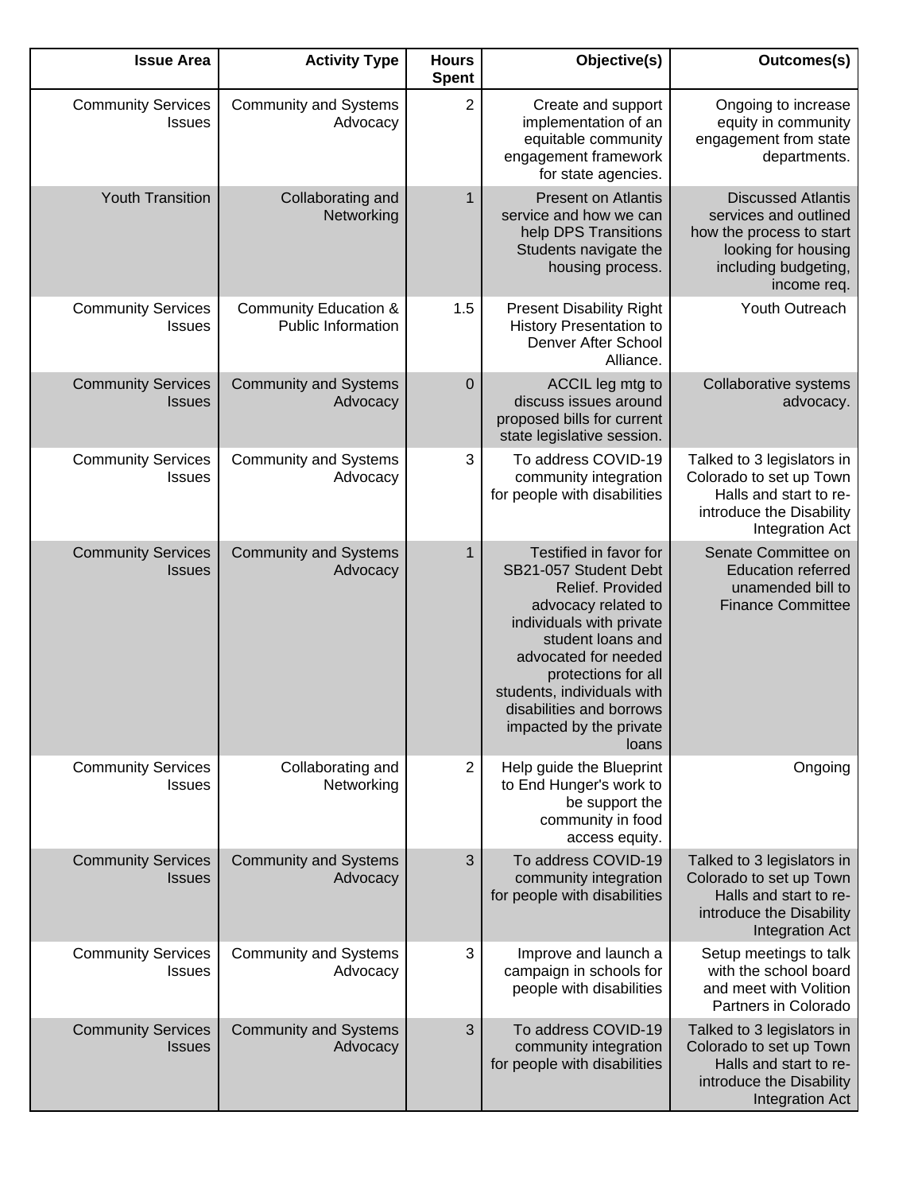| Issue Area | Activity Type | Hours Spent | Objective(s) | Outcomes(s) |
|---|---|---|---|---|
| Community Services Issues | Community and Systems Advocacy | 2 | Create and support implementation of an equitable community engagement framework for state agencies. | Ongoing to increase equity in community engagement from state departments. |
| Youth Transition | Collaborating and Networking | 1 | Present on Atlantis service and how we can help DPS Transitions Students navigate the housing process. | Discussed Atlantis services and outlined how the process to start looking for housing including budgeting, income req. |
| Community Services Issues | Community Education & Public Information | 1.5 | Present Disability Right History Presentation to Denver After School Alliance. | Youth Outreach |
| Community Services Issues | Community and Systems Advocacy | 0 | ACCIL leg mtg to discuss issues around proposed bills for current state legislative session. | Collaborative systems advocacy. |
| Community Services Issues | Community and Systems Advocacy | 3 | To address COVID-19 community integration for people with disabilities | Talked to 3 legislators in Colorado to set up Town Halls and start to re-introduce the Disability Integration Act |
| Community Services Issues | Community and Systems Advocacy | 1 | Testified in favor for SB21-057 Student Debt Relief. Provided advocacy related to individuals with private student loans and advocated for needed protections for all students, individuals with disabilities and borrows impacted by the private loans | Senate Committee on Education referred unamended bill to Finance Committee |
| Community Services Issues | Collaborating and Networking | 2 | Help guide the Blueprint to End Hunger's work to be support the community in food access equity. | Ongoing |
| Community Services Issues | Community and Systems Advocacy | 3 | To address COVID-19 community integration for people with disabilities | Talked to 3 legislators in Colorado to set up Town Halls and start to re-introduce the Disability Integration Act |
| Community Services Issues | Community and Systems Advocacy | 3 | Improve and launch a campaign in schools for people with disabilities | Setup meetings to talk with the school board and meet with Volition Partners in Colorado |
| Community Services Issues | Community and Systems Advocacy | 3 | To address COVID-19 community integration for people with disabilities | Talked to 3 legislators in Colorado to set up Town Halls and start to re-introduce the Disability Integration Act |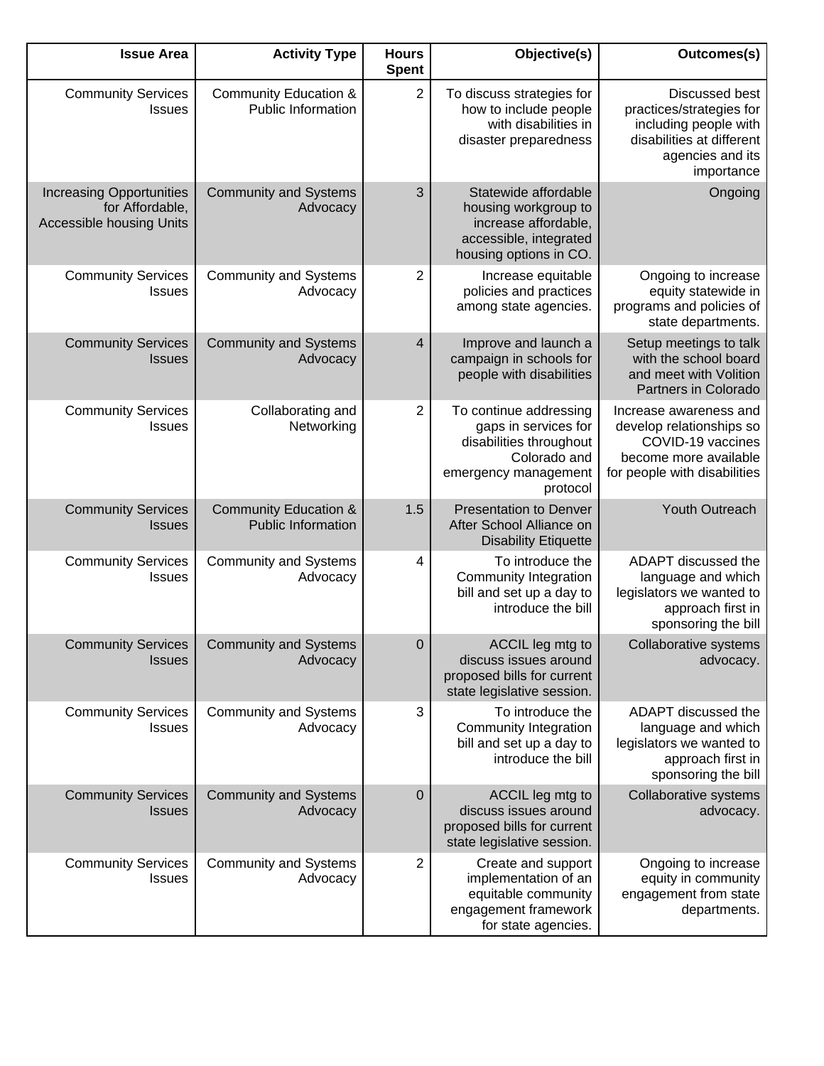| Issue Area | Activity Type | Hours Spent | Objective(s) | Outcomes(s) |
|---|---|---|---|---|
| Community Services Issues | Community Education & Public Information | 2 | To discuss strategies for how to include people with disabilities in disaster preparedness | Discussed best practices/strategies for including people with disabilities at different agencies and its importance |
| Increasing Opportunities for Affordable, Accessible housing Units | Community and Systems Advocacy | 3 | Statewide affordable housing workgroup to increase affordable, accessible, integrated housing options in CO. | Ongoing |
| Community Services Issues | Community and Systems Advocacy | 2 | Increase equitable policies and practices among state agencies. | Ongoing to increase equity statewide in programs and policies of state departments. |
| Community Services Issues | Community and Systems Advocacy | 4 | Improve and launch a campaign in schools for people with disabilities | Setup meetings to talk with the school board and meet with Volition Partners in Colorado |
| Community Services Issues | Collaborating and Networking | 2 | To continue addressing gaps in services for disabilities throughout Colorado and emergency management protocol | Increase awareness and develop relationships so COVID-19 vaccines become more available for people with disabilities |
| Community Services Issues | Community Education & Public Information | 1.5 | Presentation to Denver After School Alliance on Disability Etiquette | Youth Outreach |
| Community Services Issues | Community and Systems Advocacy | 4 | To introduce the Community Integration bill and set up a day to introduce the bill | ADAPT discussed the language and which legislators we wanted to approach first in sponsoring the bill |
| Community Services Issues | Community and Systems Advocacy | 0 | ACCIL leg mtg to discuss issues around proposed bills for current state legislative session. | Collaborative systems advocacy. |
| Community Services Issues | Community and Systems Advocacy | 3 | To introduce the Community Integration bill and set up a day to introduce the bill | ADAPT discussed the language and which legislators we wanted to approach first in sponsoring the bill |
| Community Services Issues | Community and Systems Advocacy | 0 | ACCIL leg mtg to discuss issues around proposed bills for current state legislative session. | Collaborative systems advocacy. |
| Community Services Issues | Community and Systems Advocacy | 2 | Create and support implementation of an equitable community engagement framework for state agencies. | Ongoing to increase equity in community engagement from state departments. |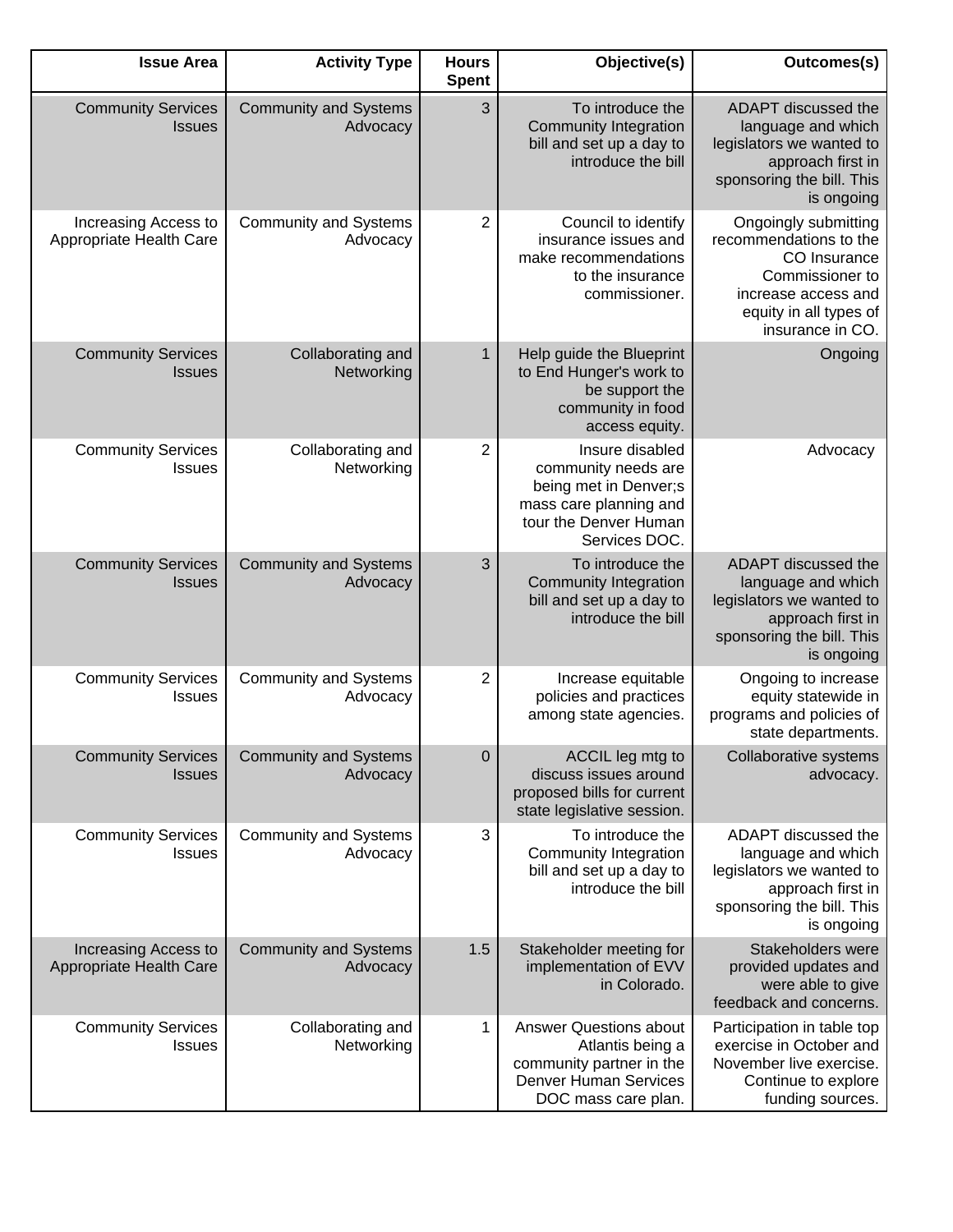| Issue Area | Activity Type | Hours Spent | Objective(s) | Outcomes(s) |
|---|---|---|---|---|
| Community Services Issues | Community and Systems Advocacy | 3 | To introduce the Community Integration bill and set up a day to introduce the bill | ADAPT discussed the language and which legislators we wanted to approach first in sponsoring the bill. This is ongoing |
| Increasing Access to Appropriate Health Care | Community and Systems Advocacy | 2 | Council to identify insurance issues and make recommendations to the insurance commissioner. | Ongoingly submitting recommendations to the CO Insurance Commissioner to increase access and equity in all types of insurance in CO. |
| Community Services Issues | Collaborating and Networking | 1 | Help guide the Blueprint to End Hunger's work to be support the community in food access equity. | Ongoing |
| Community Services Issues | Collaborating and Networking | 2 | Insure disabled community needs are being met in Denver;s mass care planning and tour the Denver Human Services DOC. | Advocacy |
| Community Services Issues | Community and Systems Advocacy | 3 | To introduce the Community Integration bill and set up a day to introduce the bill | ADAPT discussed the language and which legislators we wanted to approach first in sponsoring the bill. This is ongoing |
| Community Services Issues | Community and Systems Advocacy | 2 | Increase equitable policies and practices among state agencies. | Ongoing to increase equity statewide in programs and policies of state departments. |
| Community Services Issues | Community and Systems Advocacy | 0 | ACCIL leg mtg to discuss issues around proposed bills for current state legislative session. | Collaborative systems advocacy. |
| Community Services Issues | Community and Systems Advocacy | 3 | To introduce the Community Integration bill and set up a day to introduce the bill | ADAPT discussed the language and which legislators we wanted to approach first in sponsoring the bill. This is ongoing |
| Increasing Access to Appropriate Health Care | Community and Systems Advocacy | 1.5 | Stakeholder meeting for implementation of EVV in Colorado. | Stakeholders were provided updates and were able to give feedback and concerns. |
| Community Services Issues | Collaborating and Networking | 1 | Answer Questions about Atlantis being a community partner in the Denver Human Services DOC mass care plan. | Participation in table top exercise in October and November live exercise. Continue to explore funding sources. |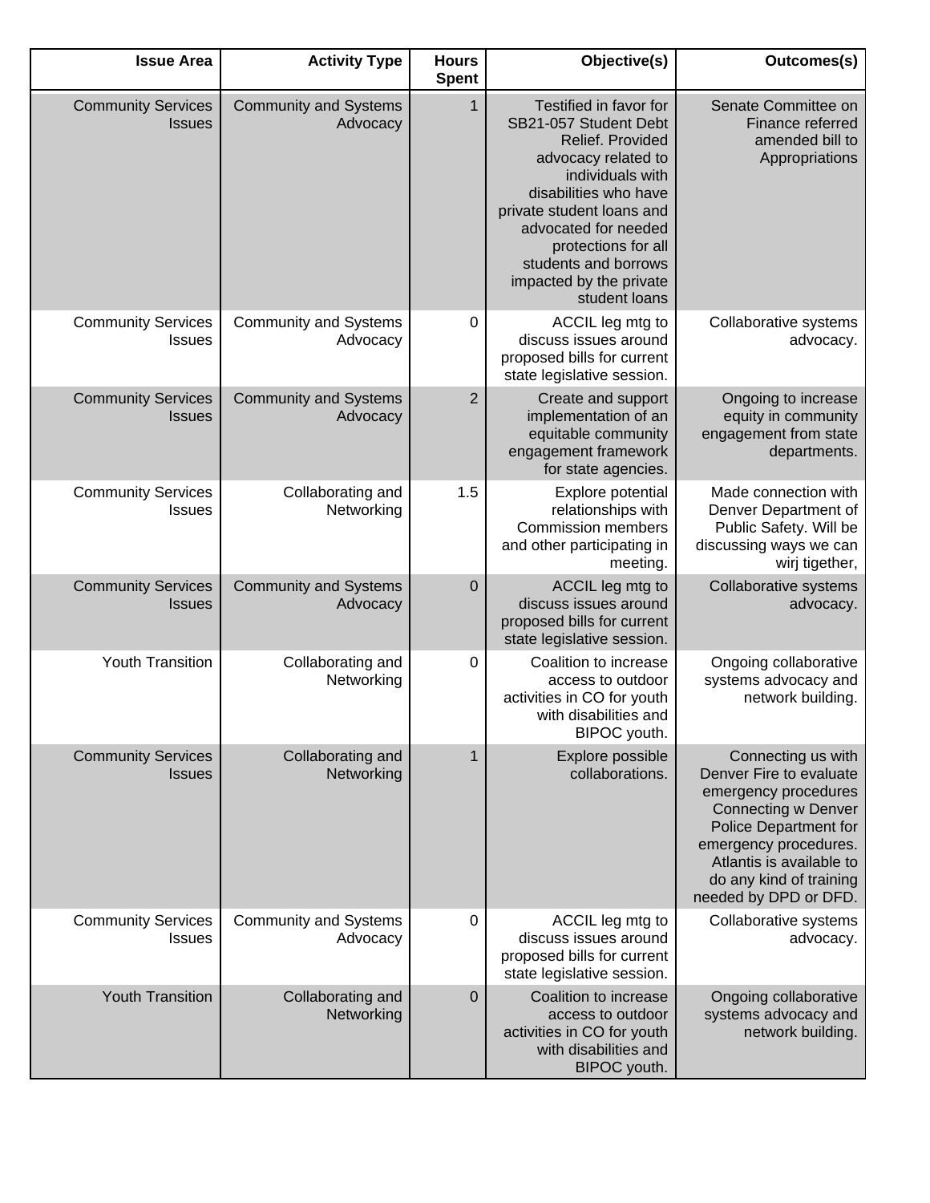| Issue Area | Activity Type | Hours Spent | Objective(s) | Outcomes(s) |
|---|---|---|---|---|
| Community Services Issues | Community and Systems Advocacy | 1 | Testified in favor for SB21-057 Student Debt Relief. Provided advocacy related to individuals with disabilities who have private student loans and advocated for needed protections for all students and borrows impacted by the private student loans | Senate Committee on Finance referred amended bill to Appropriations |
| Community Services Issues | Community and Systems Advocacy | 0 | ACCIL leg mtg to discuss issues around proposed bills for current state legislative session. | Collaborative systems advocacy. |
| Community Services Issues | Community and Systems Advocacy | 2 | Create and support implementation of an equitable community engagement framework for state agencies. | Ongoing to increase equity in community engagement from state departments. |
| Community Services Issues | Collaborating and Networking | 1.5 | Explore potential relationships with Commission members and other participating in meeting. | Made connection with Denver Department of Public Safety. Will be discussing ways we can wirj tigether, |
| Community Services Issues | Community and Systems Advocacy | 0 | ACCIL leg mtg to discuss issues around proposed bills for current state legislative session. | Collaborative systems advocacy. |
| Youth Transition | Collaborating and Networking | 0 | Coalition to increase access to outdoor activities in CO for youth with disabilities and BIPOC youth. | Ongoing collaborative systems advocacy and network building. |
| Community Services Issues | Collaborating and Networking | 1 | Explore possible collaborations. | Connecting us with Denver Fire to evaluate emergency procedures Connecting w Denver Police Department for emergency procedures. Atlantis is available to do any kind of training needed by DPD or DFD. |
| Community Services Issues | Community and Systems Advocacy | 0 | ACCIL leg mtg to discuss issues around proposed bills for current state legislative session. | Collaborative systems advocacy. |
| Youth Transition | Collaborating and Networking | 0 | Coalition to increase access to outdoor activities in CO for youth with disabilities and BIPOC youth. | Ongoing collaborative systems advocacy and network building. |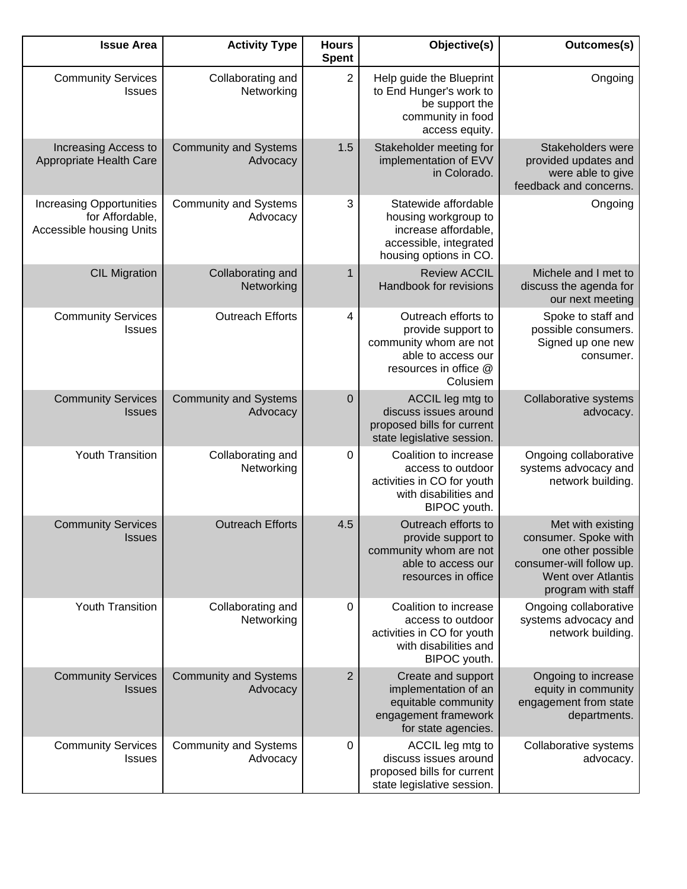| Issue Area | Activity Type | Hours Spent | Objective(s) | Outcomes(s) |
| --- | --- | --- | --- | --- |
| Community Services Issues | Collaborating and Networking | 2 | Help guide the Blueprint to End Hunger's work to be support the community in food access equity. | Ongoing |
| Increasing Access to Appropriate Health Care | Community and Systems Advocacy | 1.5 | Stakeholder meeting for implementation of EVV in Colorado. | Stakeholders were provided updates and were able to give feedback and concerns. |
| Increasing Opportunities for Affordable, Accessible housing Units | Community and Systems Advocacy | 3 | Statewide affordable housing workgroup to increase affordable, accessible, integrated housing options in CO. | Ongoing |
| CIL Migration | Collaborating and Networking | 1 | Review ACCIL Handbook for revisions | Michele and I met to discuss the agenda for our next meeting |
| Community Services Issues | Outreach Efforts | 4 | Outreach efforts to provide support to community whom are not able to access our resources in office @ Colusiem | Spoke to staff and possible consumers. Signed up one new consumer. |
| Community Services Issues | Community and Systems Advocacy | 0 | ACCIL leg mtg to discuss issues around proposed bills for current state legislative session. | Collaborative systems advocacy. |
| Youth Transition | Collaborating and Networking | 0 | Coalition to increase access to outdoor activities in CO for youth with disabilities and BIPOC youth. | Ongoing collaborative systems advocacy and network building. |
| Community Services Issues | Outreach Efforts | 4.5 | Outreach efforts to provide support to community whom are not able to access our resources in office | Met with existing consumer. Spoke with one other possible consumer-will follow up. Went over Atlantis program with staff |
| Youth Transition | Collaborating and Networking | 0 | Coalition to increase access to outdoor activities in CO for youth with disabilities and BIPOC youth. | Ongoing collaborative systems advocacy and network building. |
| Community Services Issues | Community and Systems Advocacy | 2 | Create and support implementation of an equitable community engagement framework for state agencies. | Ongoing to increase equity in community engagement from state departments. |
| Community Services Issues | Community and Systems Advocacy | 0 | ACCIL leg mtg to discuss issues around proposed bills for current state legislative session. | Collaborative systems advocacy. |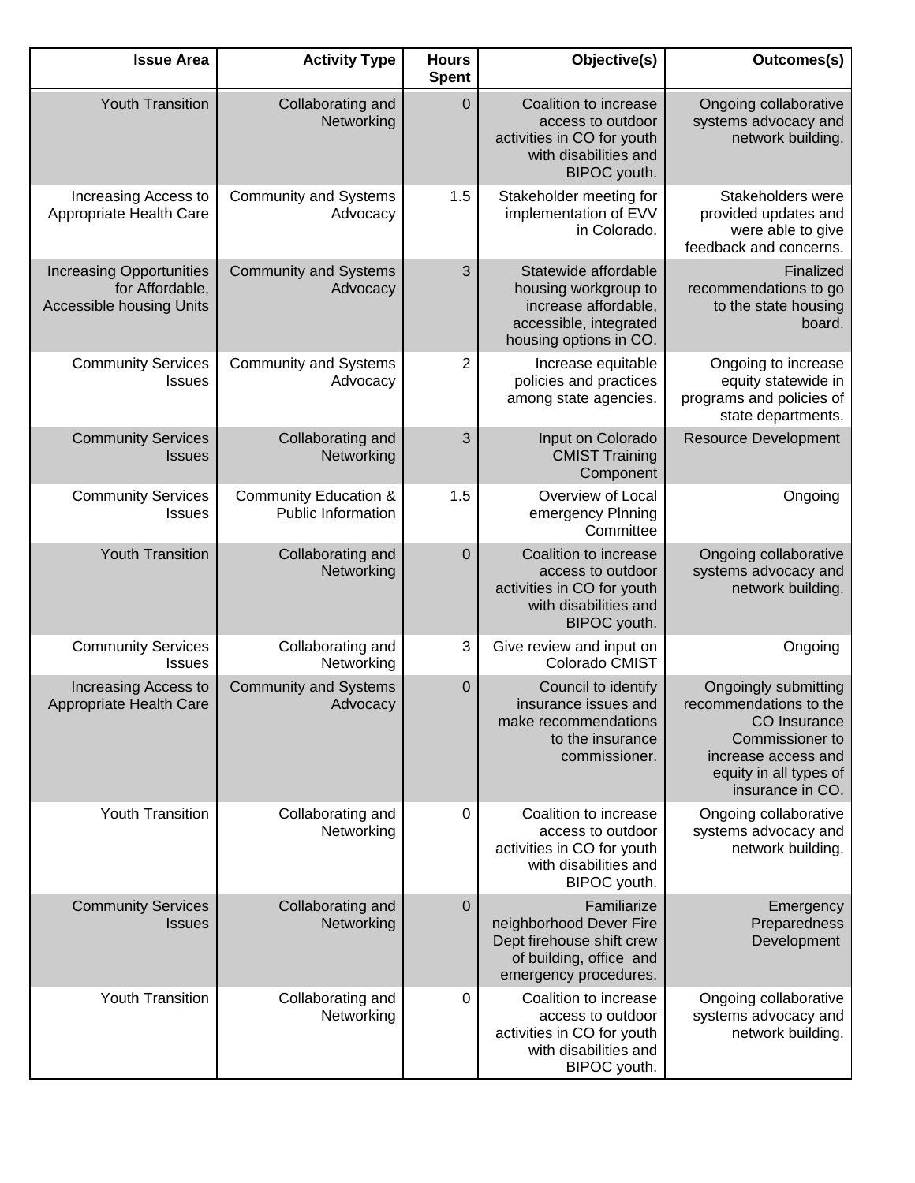| Issue Area | Activity Type | Hours Spent | Objective(s) | Outcomes(s) |
|---|---|---|---|---|
| Youth Transition | Collaborating and Networking | 0 | Coalition to increase access to outdoor activities in CO for youth with disabilities and BIPOC youth. | Ongoing collaborative systems advocacy and network building. |
| Increasing Access to Appropriate Health Care | Community and Systems Advocacy | 1.5 | Stakeholder meeting for implementation of EVV in Colorado. | Stakeholders were provided updates and were able to give feedback and concerns. |
| Increasing Opportunities for Affordable, Accessible housing Units | Community and Systems Advocacy | 3 | Statewide affordable housing workgroup to increase affordable, accessible, integrated housing options in CO. | Finalized recommendations to go to the state housing board. |
| Community Services Issues | Community and Systems Advocacy | 2 | Increase equitable policies and practices among state agencies. | Ongoing to increase equity statewide in programs and policies of state departments. |
| Community Services Issues | Collaborating and Networking | 3 | Input on Colorado CMIST Training Component | Resource Development |
| Community Services Issues | Community Education & Public Information | 1.5 | Overview of Local emergency Plnning Committee | Ongoing |
| Youth Transition | Collaborating and Networking | 0 | Coalition to increase access to outdoor activities in CO for youth with disabilities and BIPOC youth. | Ongoing collaborative systems advocacy and network building. |
| Community Services Issues | Collaborating and Networking | 3 | Give review and input on Colorado CMIST | Ongoing |
| Increasing Access to Appropriate Health Care | Community and Systems Advocacy | 0 | Council to identify insurance issues and make recommendations to the insurance commissioner. | Ongoingly submitting recommendations to the CO Insurance Commissioner to increase access and equity in all types of insurance in CO. |
| Youth Transition | Collaborating and Networking | 0 | Coalition to increase access to outdoor activities in CO for youth with disabilities and BIPOC youth. | Ongoing collaborative systems advocacy and network building. |
| Community Services Issues | Collaborating and Networking | 0 | Familiarize neighborhood Dever Fire Dept firehouse shift crew of building, office and emergency procedures. | Emergency Preparedness Development |
| Youth Transition | Collaborating and Networking | 0 | Coalition to increase access to outdoor activities in CO for youth with disabilities and BIPOC youth. | Ongoing collaborative systems advocacy and network building. |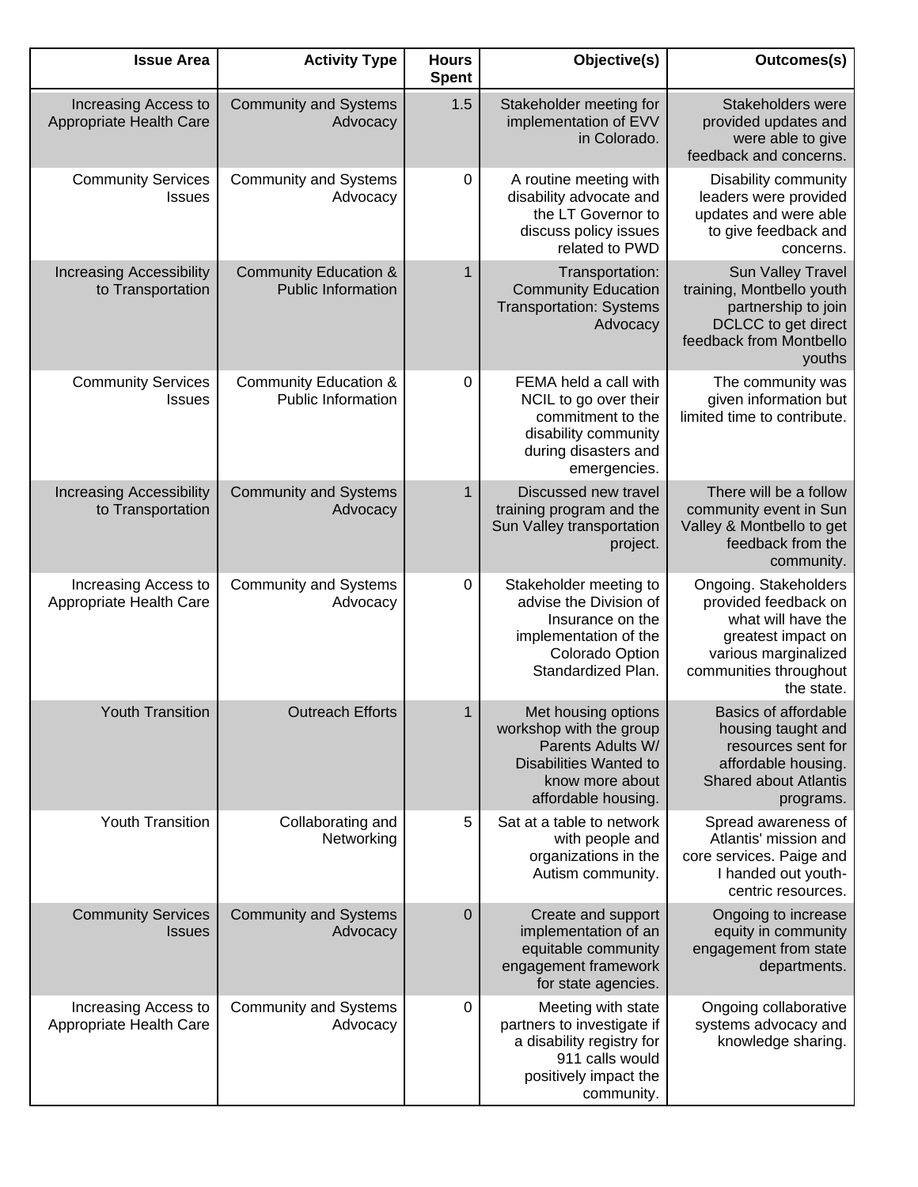| Issue Area | Activity Type | Hours Spent | Objective(s) | Outcomes(s) |
|---|---|---|---|---|
| Increasing Access to Appropriate Health Care | Community and Systems Advocacy | 1.5 | Stakeholder meeting for implementation of EVV in Colorado. | Stakeholders were provided updates and were able to give feedback and concerns. |
| Community Services Issues | Community and Systems Advocacy | 0 | A routine meeting with disability advocate and the LT Governor to discuss policy issues related to PWD | Disability community leaders were provided updates and were able to give feedback and concerns. |
| Increasing Accessibility to Transportation | Community Education & Public Information | 1 | Transportation: Community Education Transportation: Systems Advocacy | Sun Valley Travel training, Montbello youth partnership to join DCLCC to get direct feedback from Montbello youths |
| Community Services Issues | Community Education & Public Information | 0 | FEMA held a call with NCIL to go over their commitment to the disability community during disasters and emergencies. | The community was given information but limited time to contribute. |
| Increasing Accessibility to Transportation | Community and Systems Advocacy | 1 | Discussed new travel training program and the Sun Valley transportation project. | There will be a follow community event in Sun Valley & Montbello to get feedback from the community. |
| Increasing Access to Appropriate Health Care | Community and Systems Advocacy | 0 | Stakeholder meeting to advise the Division of Insurance on the implementation of the Colorado Option Standardized Plan. | Ongoing. Stakeholders provided feedback on what will have the greatest impact on various marginalized communities throughout the state. |
| Youth Transition | Outreach Efforts | 1 | Met housing options workshop with the group Parents Adults W/ Disabilities Wanted to know more about affordable housing. | Basics of affordable housing taught and resources sent for affordable housing. Shared about Atlantis programs. |
| Youth Transition | Collaborating and Networking | 5 | Sat at a table to network with people and organizations in the Autism community. | Spread awareness of Atlantis' mission and core services. Paige and I handed out youth-centric resources. |
| Community Services Issues | Community and Systems Advocacy | 0 | Create and support implementation of an equitable community engagement framework for state agencies. | Ongoing to increase equity in community engagement from state departments. |
| Increasing Access to Appropriate Health Care | Community and Systems Advocacy | 0 | Meeting with state partners to investigate if a disability registry for 911 calls would positively impact the community. | Ongoing collaborative systems advocacy and knowledge sharing. |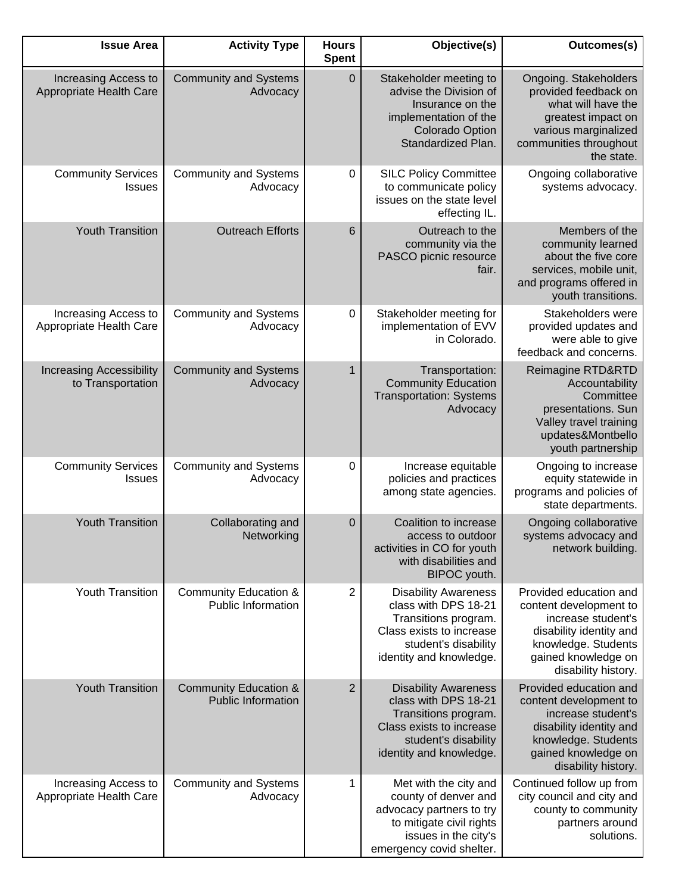| Issue Area | Activity Type | Hours Spent | Objective(s) | Outcomes(s) |
|---|---|---|---|---|
| Increasing Access to Appropriate Health Care | Community and Systems Advocacy | 0 | Stakeholder meeting to advise the Division of Insurance on the implementation of the Colorado Option Standardized Plan. | Ongoing. Stakeholders provided feedback on what will have the greatest impact on various marginalized communities throughout the state. |
| Community Services Issues | Community and Systems Advocacy | 0 | SILC Policy Committee to communicate policy issues on the state level effecting IL. | Ongoing collaborative systems advocacy. |
| Youth Transition | Outreach Efforts | 6 | Outreach to the community via the PASCO picnic resource fair. | Members of the community learned about the five core services, mobile unit, and programs offered in youth transitions. |
| Increasing Access to Appropriate Health Care | Community and Systems Advocacy | 0 | Stakeholder meeting for implementation of EVV in Colorado. | Stakeholders were provided updates and were able to give feedback and concerns. |
| Increasing Accessibility to Transportation | Community and Systems Advocacy | 1 | Transportation: Community Education Transportation: Systems Advocacy | Reimagine RTD&RTD Accountability Committee presentations. Sun Valley travel training updates&Montbello youth partnership |
| Community Services Issues | Community and Systems Advocacy | 0 | Increase equitable policies and practices among state agencies. | Ongoing to increase equity statewide in programs and policies of state departments. |
| Youth Transition | Collaborating and Networking | 0 | Coalition to increase access to outdoor activities in CO for youth with disabilities and BIPOC youth. | Ongoing collaborative systems advocacy and network building. |
| Youth Transition | Community Education & Public Information | 2 | Disability Awareness class with DPS 18-21 Transitions program. Class exists to increase student's disability identity and knowledge. | Provided education and content development to increase student's disability identity and knowledge. Students gained knowledge on disability history. |
| Youth Transition | Community Education & Public Information | 2 | Disability Awareness class with DPS 18-21 Transitions program. Class exists to increase student's disability identity and knowledge. | Provided education and content development to increase student's disability identity and knowledge. Students gained knowledge on disability history. |
| Increasing Access to Appropriate Health Care | Community and Systems Advocacy | 1 | Met with the city and county of denver and advocacy partners to try to mitigate civil rights issues in the city's emergency covid shelter. | Continued follow up from city council and city and county to community partners around solutions. |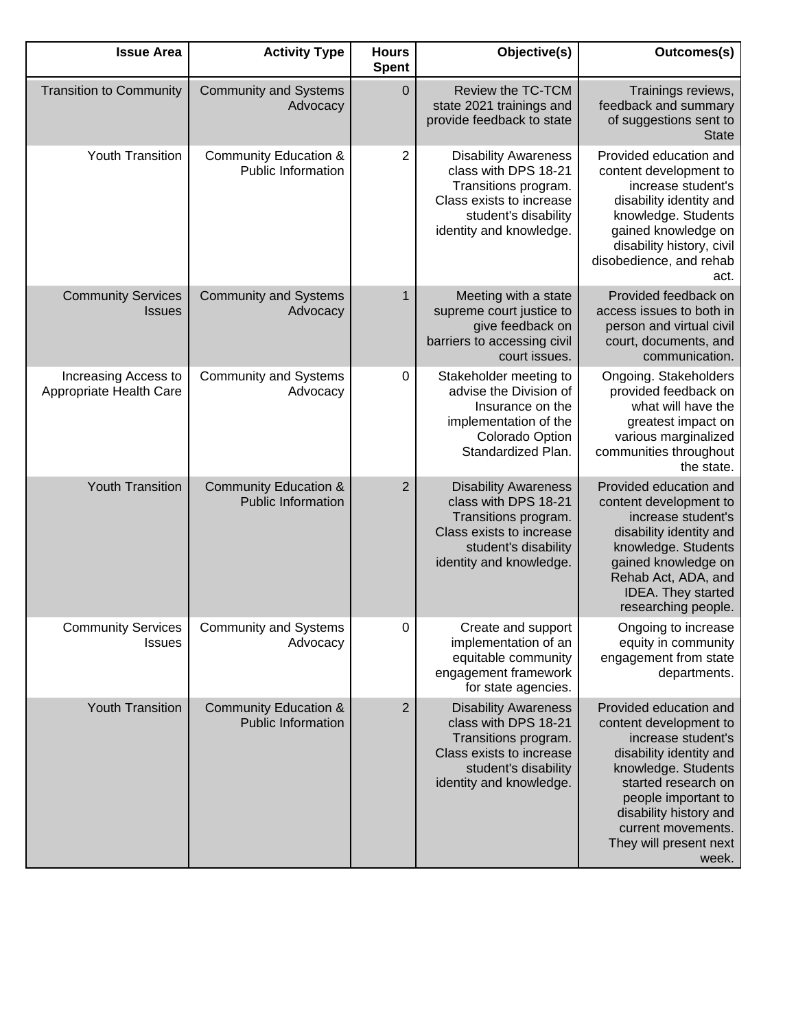| Issue Area | Activity Type | Hours Spent | Objective(s) | Outcomes(s) |
| --- | --- | --- | --- | --- |
| Transition to Community | Community and Systems Advocacy | 0 | Review the TC-TCM state 2021 trainings and provide feedback to state | Trainings reviews, feedback and summary of suggestions sent to State |
| Youth Transition | Community Education & Public Information | 2 | Disability Awareness class with DPS 18-21 Transitions program. Class exists to increase student's disability identity and knowledge. | Provided education and content development to increase student's disability identity and knowledge. Students gained knowledge on disability history, civil disobedience, and rehab act. |
| Community Services Issues | Community and Systems Advocacy | 1 | Meeting with a state supreme court justice to give feedback on barriers to accessing civil court issues. | Provided feedback on access issues to both in person and virtual civil court, documents, and communication. |
| Increasing Access to Appropriate Health Care | Community and Systems Advocacy | 0 | Stakeholder meeting to advise the Division of Insurance on the implementation of the Colorado Option Standardized Plan. | Ongoing. Stakeholders provided feedback on what will have the greatest impact on various marginalized communities throughout the state. |
| Youth Transition | Community Education & Public Information | 2 | Disability Awareness class with DPS 18-21 Transitions program. Class exists to increase student's disability identity and knowledge. | Provided education and content development to increase student's disability identity and knowledge. Students gained knowledge on Rehab Act, ADA, and IDEA. They started researching people. |
| Community Services Issues | Community and Systems Advocacy | 0 | Create and support implementation of an equitable community engagement framework for state agencies. | Ongoing to increase equity in community engagement from state departments. |
| Youth Transition | Community Education & Public Information | 2 | Disability Awareness class with DPS 18-21 Transitions program. Class exists to increase student's disability identity and knowledge. | Provided education and content development to increase student's disability identity and knowledge. Students started research on people important to disability history and current movements. They will present next week. |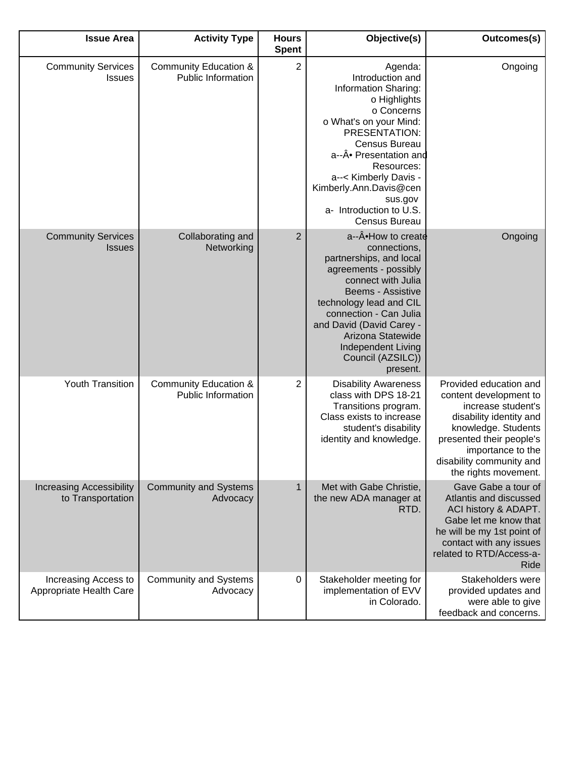| Issue Area | Activity Type | Hours Spent | Objective(s) | Outcomes(s) |
|---|---|---|---|---|
| Community Services Issues | Community Education & Public Information | 2 | Agenda: Introduction and Information Sharing: o Highlights o Concerns o What's on your Mind: PRESENTATION: Census Bureau a--Â• Presentation and Resources: a--< Kimberly Davis - Kimberly.Ann.Davis@census.gov a- Introduction to U.S. Census Bureau | Ongoing |
| Community Services Issues | Collaborating and Networking | 2 | a--Â•How to create connections, partnerships, and local agreements - possibly connect with Julia Beems - Assistive technology lead and CIL connection - Can Julia and David (David Carey - Arizona Statewide Independent Living Council (AZSILC)) present. | Ongoing |
| Youth Transition | Community Education & Public Information | 2 | Disability Awareness class with DPS 18-21 Transitions program. Class exists to increase student's disability identity and knowledge. | Provided education and content development to increase student's disability identity and knowledge. Students presented their people's importance to the disability community and the rights movement. |
| Increasing Accessibility to Transportation | Community and Systems Advocacy | 1 | Met with Gabe Christie, the new ADA manager at RTD. | Gave Gabe a tour of Atlantis and discussed ACI history & ADAPT. Gabe let me know that he will be my 1st point of contact with any issues related to RTD/Access-a-Ride |
| Increasing Access to Appropriate Health Care | Community and Systems Advocacy | 0 | Stakeholder meeting for implementation of EVV in Colorado. | Stakeholders were provided updates and were able to give feedback and concerns. |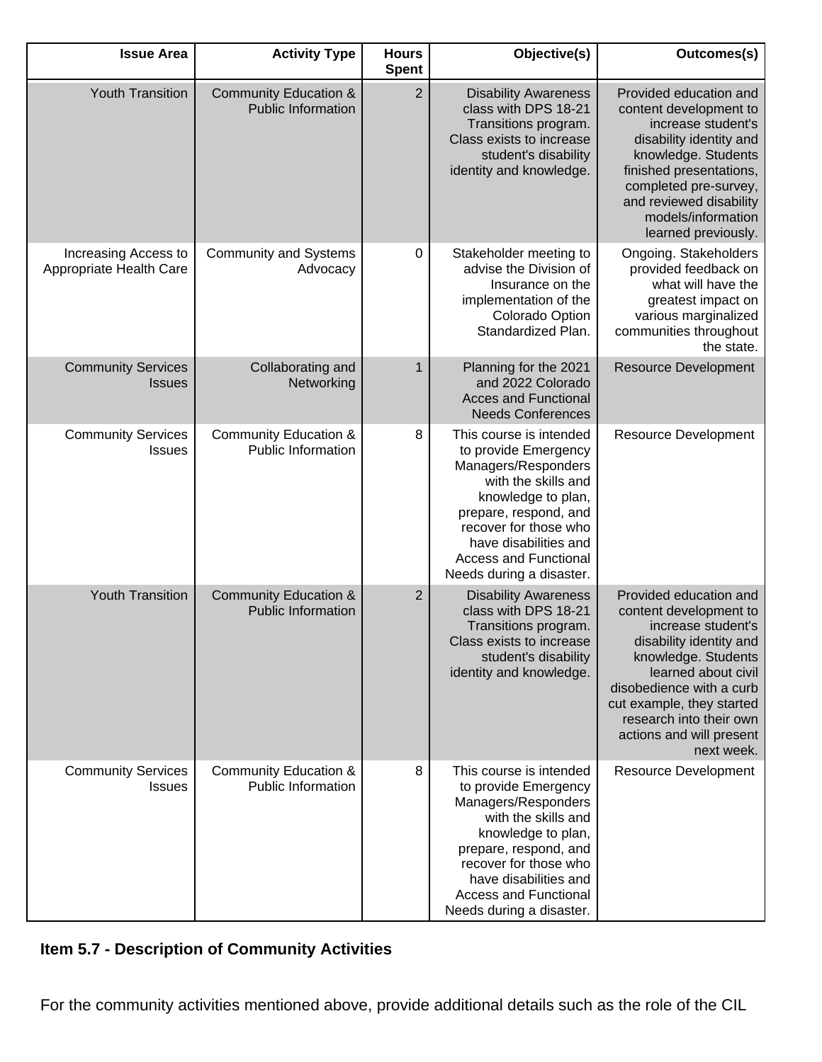| Issue Area | Activity Type | Hours Spent | Objective(s) | Outcomes(s) |
|---|---|---|---|---|
| Youth Transition | Community Education & Public Information | 2 | Disability Awareness class with DPS 18-21 Transitions program. Class exists to increase student's disability identity and knowledge. | Provided education and content development to increase student's disability identity and knowledge. Students finished presentations, completed pre-survey, and reviewed disability models/information learned previously. |
| Increasing Access to Appropriate Health Care | Community and Systems Advocacy | 0 | Stakeholder meeting to advise the Division of Insurance on the implementation of the Colorado Option Standardized Plan. | Ongoing. Stakeholders provided feedback on what will have the greatest impact on various marginalized communities throughout the state. |
| Community Services Issues | Collaborating and Networking | 1 | Planning for the 2021 and 2022 Colorado Acces and Functional Needs Conferences | Resource Development |
| Community Services Issues | Community Education & Public Information | 8 | This course is intended to provide Emergency Managers/Responders with the skills and knowledge to plan, prepare, respond, and recover for those who have disabilities and Access and Functional Needs during a disaster. | Resource Development |
| Youth Transition | Community Education & Public Information | 2 | Disability Awareness class with DPS 18-21 Transitions program. Class exists to increase student's disability identity and knowledge. | Provided education and content development to increase student's disability identity and knowledge. Students learned about civil disobedience with a curb cut example, they started research into their own actions and will present next week. |
| Community Services Issues | Community Education & Public Information | 8 | This course is intended to provide Emergency Managers/Responders with the skills and knowledge to plan, prepare, respond, and recover for those who have disabilities and Access and Functional Needs during a disaster. | Resource Development |

### Item 5.7 - Description of Community Activities

For the community activities mentioned above, provide additional details such as the role of the CIL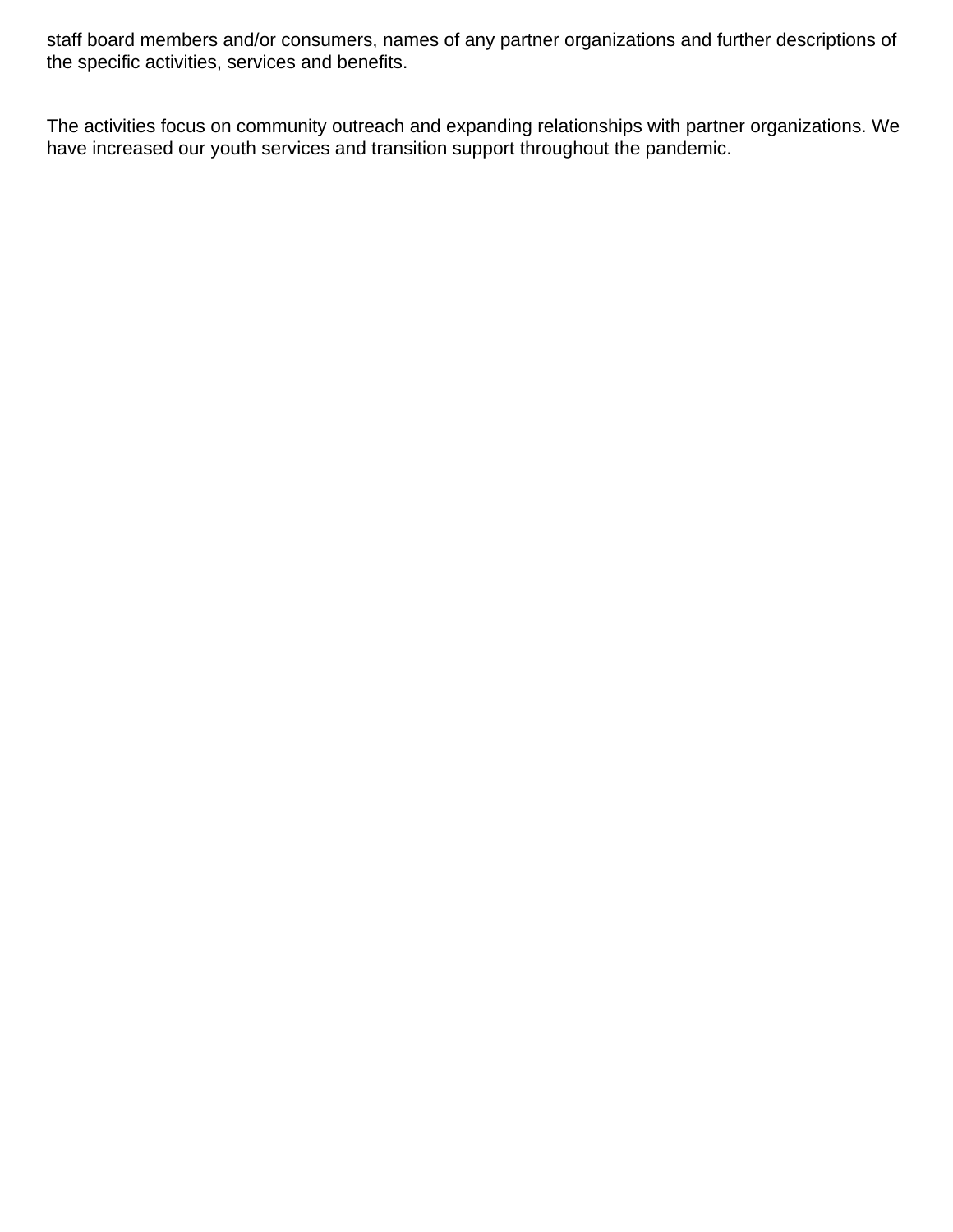staff board members and/or consumers, names of any partner organizations and further descriptions of the specific activities, services and benefits.

The activities focus on community outreach and expanding relationships with partner organizations. We have increased our youth services and transition support throughout the pandemic.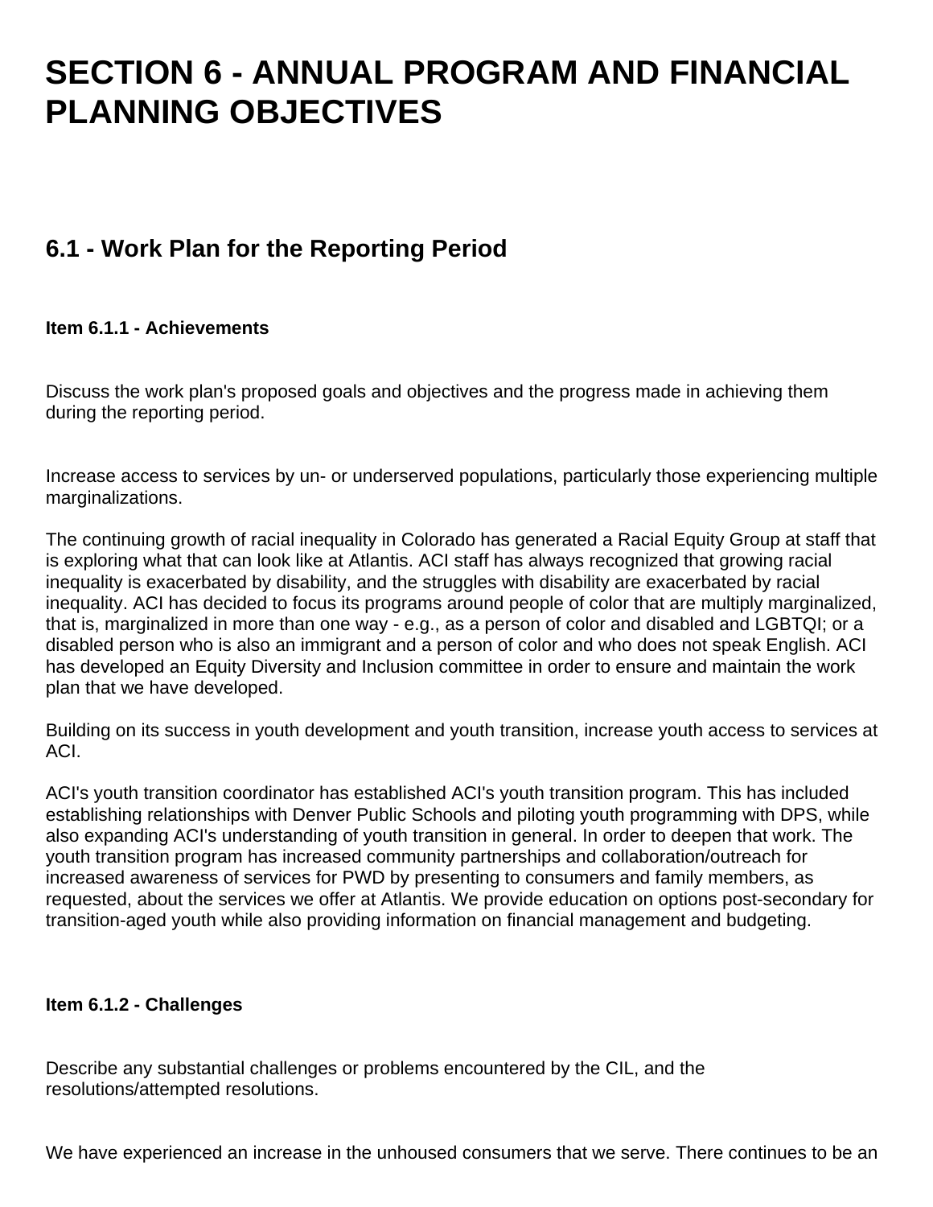# SECTION 6 - ANNUAL PROGRAM AND FINANCIAL PLANNING OBJECTIVES

## 6.1 - Work Plan for the Reporting Period

### Item 6.1.1 - Achievements

Discuss the work plan's proposed goals and objectives and the progress made in achieving them during the reporting period.

Increase access to services by un- or underserved populations, particularly those experiencing multiple marginalizations.

The continuing growth of racial inequality in Colorado has generated a Racial Equity Group at staff that is exploring what that can look like at Atlantis. ACI staff has always recognized that growing racial inequality is exacerbated by disability, and the struggles with disability are exacerbated by racial inequality. ACI has decided to focus its programs around people of color that are multiply marginalized, that is, marginalized in more than one way - e.g., as a person of color and disabled and LGBTQI; or a disabled person who is also an immigrant and a person of color and who does not speak English. ACI has developed an Equity Diversity and Inclusion committee in order to ensure and maintain the work plan that we have developed.

Building on its success in youth development and youth transition, increase youth access to services at ACI.

ACI's youth transition coordinator has established ACI's youth transition program. This has included establishing relationships with Denver Public Schools and piloting youth programming with DPS, while also expanding ACI's understanding of youth transition in general. In order to deepen that work. The youth transition program has increased community partnerships and collaboration/outreach for increased awareness of services for PWD by presenting to consumers and family members, as requested, about the services we offer at Atlantis. We provide education on options post-secondary for transition-aged youth while also providing information on financial management and budgeting.

### Item 6.1.2 - Challenges

Describe any substantial challenges or problems encountered by the CIL, and the resolutions/attempted resolutions.

We have experienced an increase in the unhoused consumers that we serve. There continues to be an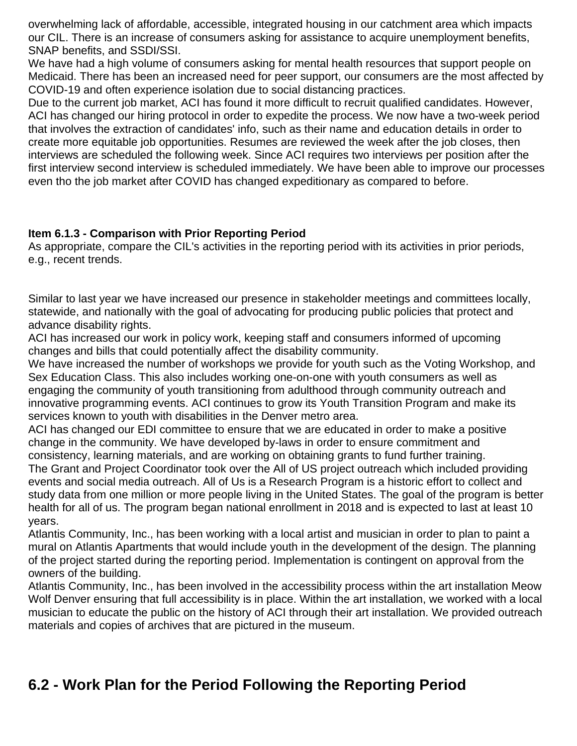overwhelming lack of affordable, accessible, integrated housing in our catchment area which impacts our CIL. There is an increase of consumers asking for assistance to acquire unemployment benefits, SNAP benefits, and SSDI/SSI.
We have had a high volume of consumers asking for mental health resources that support people on Medicaid. There has been an increased need for peer support, our consumers are the most affected by COVID-19 and often experience isolation due to social distancing practices.
Due to the current job market, ACI has found it more difficult to recruit qualified candidates. However, ACI has changed our hiring protocol in order to expedite the process. We now have a two-week period that involves the extraction of candidates' info, such as their name and education details in order to create more equitable job opportunities. Resumes are reviewed the week after the job closes, then interviews are scheduled the following week. Since ACI requires two interviews per position after the first interview second interview is scheduled immediately. We have been able to improve our processes even tho the job market after COVID has changed expeditionary as compared to before.

**Item 6.1.3 - Comparison with Prior Reporting Period**
As appropriate, compare the CIL's activities in the reporting period with its activities in prior periods, e.g., recent trends.

Similar to last year we have increased our presence in stakeholder meetings and committees locally, statewide, and nationally with the goal of advocating for producing public policies that protect and advance disability rights.
ACI has increased our work in policy work, keeping staff and consumers informed of upcoming changes and bills that could potentially affect the disability community.
We have increased the number of workshops we provide for youth such as the Voting Workshop, and Sex Education Class. This also includes working one-on-one with youth consumers as well as engaging the community of youth transitioning from adulthood through community outreach and innovative programming events. ACI continues to grow its Youth Transition Program and make its services known to youth with disabilities in the Denver metro area.
ACI has changed our EDI committee to ensure that we are educated in order to make a positive change in the community. We have developed by-laws in order to ensure commitment and consistency, learning materials, and are working on obtaining grants to fund further training.
The Grant and Project Coordinator took over the All of US project outreach which included providing events and social media outreach. All of Us is a Research Program is a historic effort to collect and study data from one million or more people living in the United States. The goal of the program is better health for all of us. The program began national enrollment in 2018 and is expected to last at least 10 years.
Atlantis Community, Inc., has been working with a local artist and musician in order to plan to paint a mural on Atlantis Apartments that would include youth in the development of the design. The planning of the project started during the reporting period. Implementation is contingent on approval from the owners of the building.
Atlantis Community, Inc., has been involved in the accessibility process within the art installation Meow Wolf Denver ensuring that full accessibility is in place. Within the art installation, we worked with a local musician to educate the public on the history of ACI through their art installation. We provided outreach materials and copies of archives that are pictured in the museum.

## 6.2 - Work Plan for the Period Following the Reporting Period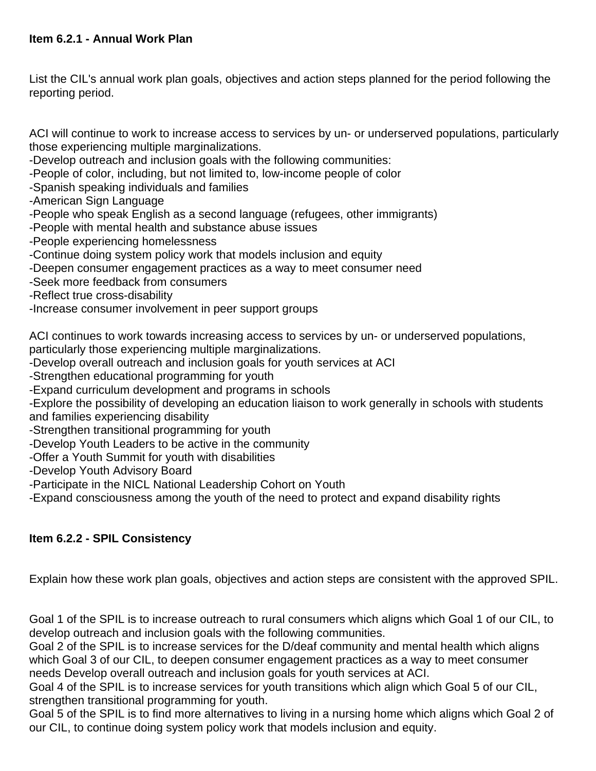**Item 6.2.1 - Annual Work Plan**

List the CIL's annual work plan goals, objectives and action steps planned for the period following the reporting period.

ACI will continue to work to increase access to services by un- or underserved populations, particularly those experiencing multiple marginalizations.
-Develop outreach and inclusion goals with the following communities:
-People of color, including, but not limited to, low-income people of color
-Spanish speaking individuals and families
-American Sign Language
-People who speak English as a second language (refugees, other immigrants)
-People with mental health and substance abuse issues
-People experiencing homelessness
-Continue doing system policy work that models inclusion and equity
-Deepen consumer engagement practices as a way to meet consumer need
-Seek more feedback from consumers
-Reflect true cross-disability
-Increase consumer involvement in peer support groups

ACI continues to work towards increasing access to services by un- or underserved populations, particularly those experiencing multiple marginalizations.
-Develop overall outreach and inclusion goals for youth services at ACI
-Strengthen educational programming for youth
-Expand curriculum development and programs in schools
-Explore the possibility of developing an education liaison to work generally in schools with students and families experiencing disability
-Strengthen transitional programming for youth
-Develop Youth Leaders to be active in the community
-Offer a Youth Summit for youth with disabilities
-Develop Youth Advisory Board
-Participate in the NICL National Leadership Cohort on Youth
-Expand consciousness among the youth of the need to protect and expand disability rights

**Item 6.2.2 - SPIL Consistency**

Explain how these work plan goals, objectives and action steps are consistent with the approved SPIL.

Goal 1 of the SPIL is to increase outreach to rural consumers which aligns which Goal 1 of our CIL, to develop outreach and inclusion goals with the following communities.
Goal 2 of the SPIL is to increase services for the D/deaf community and mental health which aligns which Goal 3 of our CIL, to deepen consumer engagement practices as a way to meet consumer needs Develop overall outreach and inclusion goals for youth services at ACI.
Goal 4 of the SPIL is to increase services for youth transitions which align which Goal 5 of our CIL, strengthen transitional programming for youth.
Goal 5 of the SPIL is to find more alternatives to living in a nursing home which aligns which Goal 2 of our CIL, to continue doing system policy work that models inclusion and equity.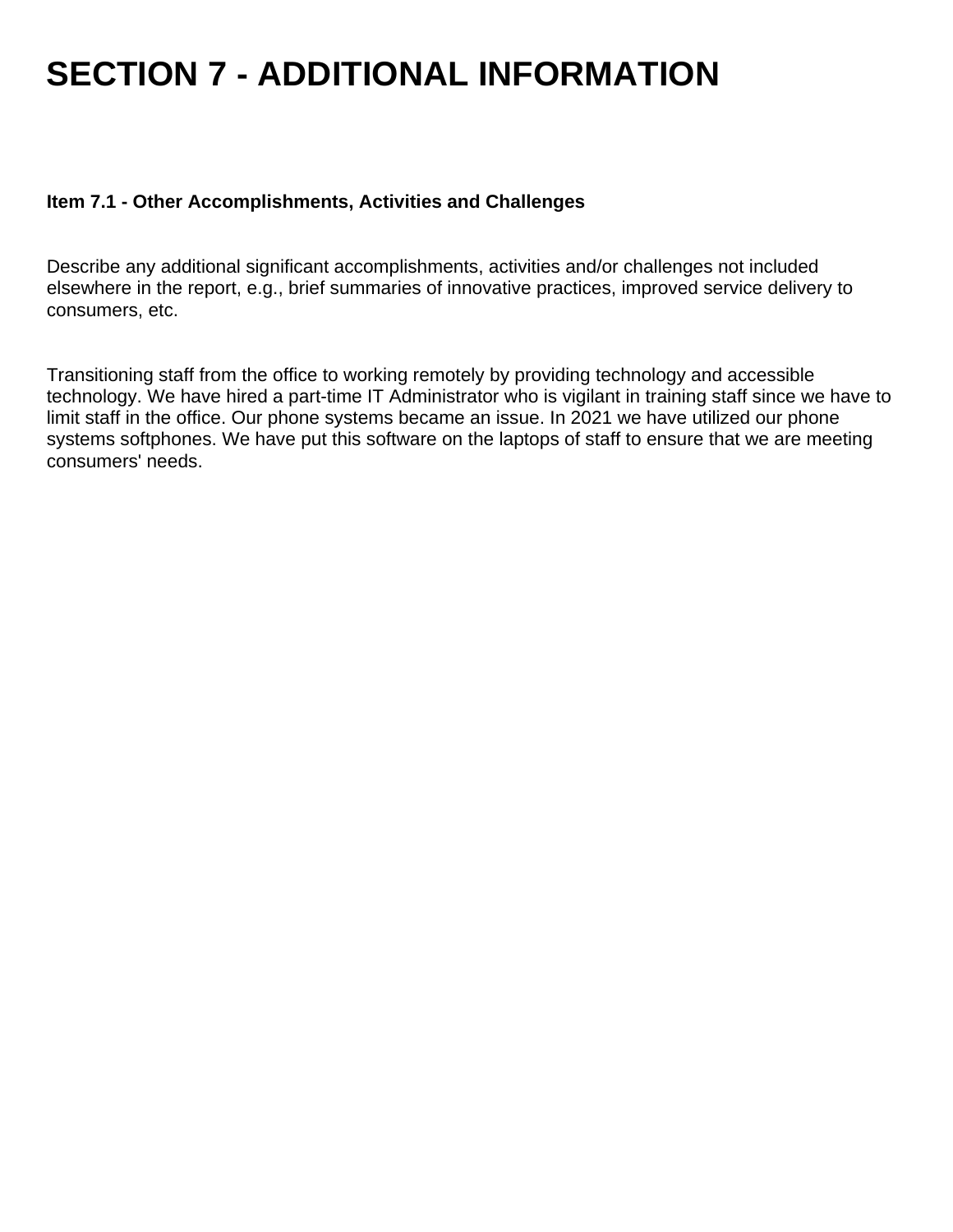# SECTION 7 - ADDITIONAL INFORMATION

**Item 7.1 - Other Accomplishments, Activities and Challenges**

Describe any additional significant accomplishments, activities and/or challenges not included elsewhere in the report, e.g., brief summaries of innovative practices, improved service delivery to consumers, etc.

Transitioning staff from the office to working remotely by providing technology and accessible technology. We have hired a part-time IT Administrator who is vigilant in training staff since we have to limit staff in the office. Our phone systems became an issue. In 2021 we have utilized our phone systems softphones. We have put this software on the laptops of staff to ensure that we are meeting consumers' needs.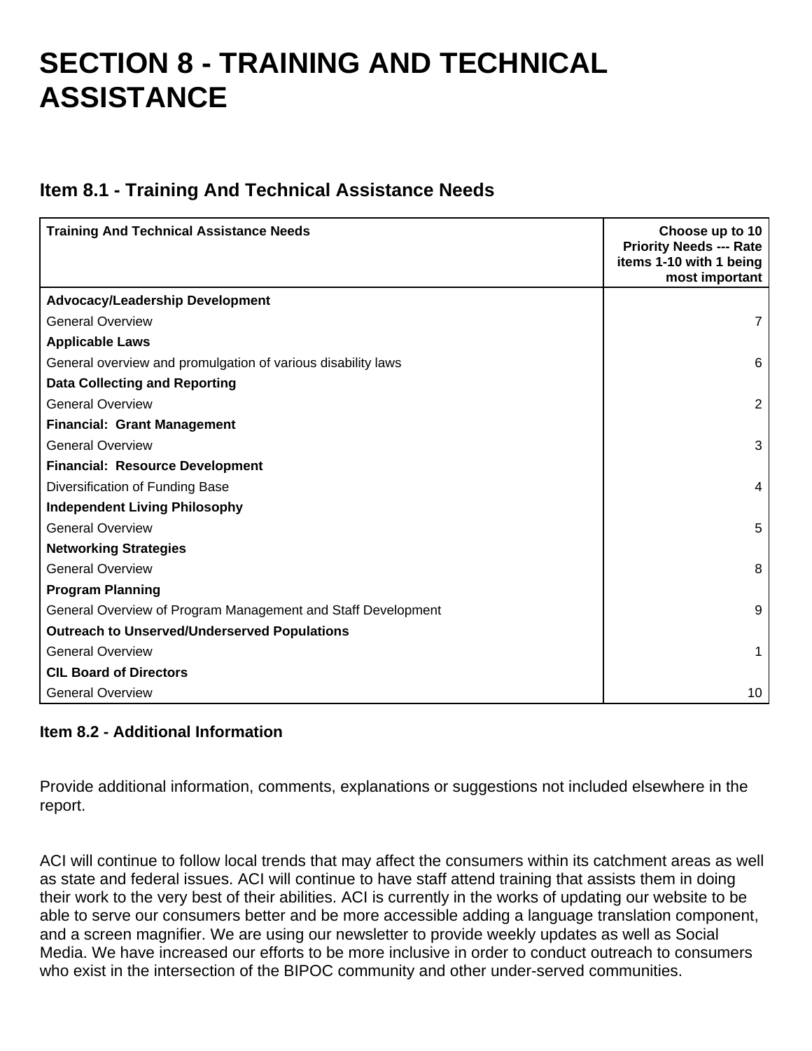# SECTION 8 - TRAINING AND TECHNICAL ASSISTANCE

## Item 8.1 - Training And Technical Assistance Needs

| Training And Technical Assistance Needs | Choose up to 10 Priority Needs --- Rate items 1-10 with 1 being most important |
| --- | --- |
| **Advocacy/Leadership Development** | |
| General Overview | 7 |
| **Applicable Laws** | |
| General overview and promulgation of various disability laws | 6 |
| **Data Collecting and Reporting** | |
| General Overview | 2 |
| **Financial: Grant Management** | |
| General Overview | 3 |
| **Financial: Resource Development** | |
| Diversification of Funding Base | 4 |
| **Independent Living Philosophy** | |
| General Overview | 5 |
| **Networking Strategies** | |
| General Overview | 8 |
| **Program Planning** | |
| General Overview of Program Management and Staff Development | 9 |
| **Outreach to Unserved/Underserved Populations** | |
| General Overview | 1 |
| **CIL Board of Directors** | |
| General Overview | 10 |

### Item 8.2 - Additional Information

Provide additional information, comments, explanations or suggestions not included elsewhere in the report.

ACI will continue to follow local trends that may affect the consumers within its catchment areas as well as state and federal issues. ACI will continue to have staff attend training that assists them in doing their work to the very best of their abilities. ACI is currently in the works of updating our website to be able to serve our consumers better and be more accessible adding a language translation component, and a screen magnifier. We are using our newsletter to provide weekly updates as well as Social Media. We have increased our efforts to be more inclusive in order to conduct outreach to consumers who exist in the intersection of the BIPOC community and other under-served communities.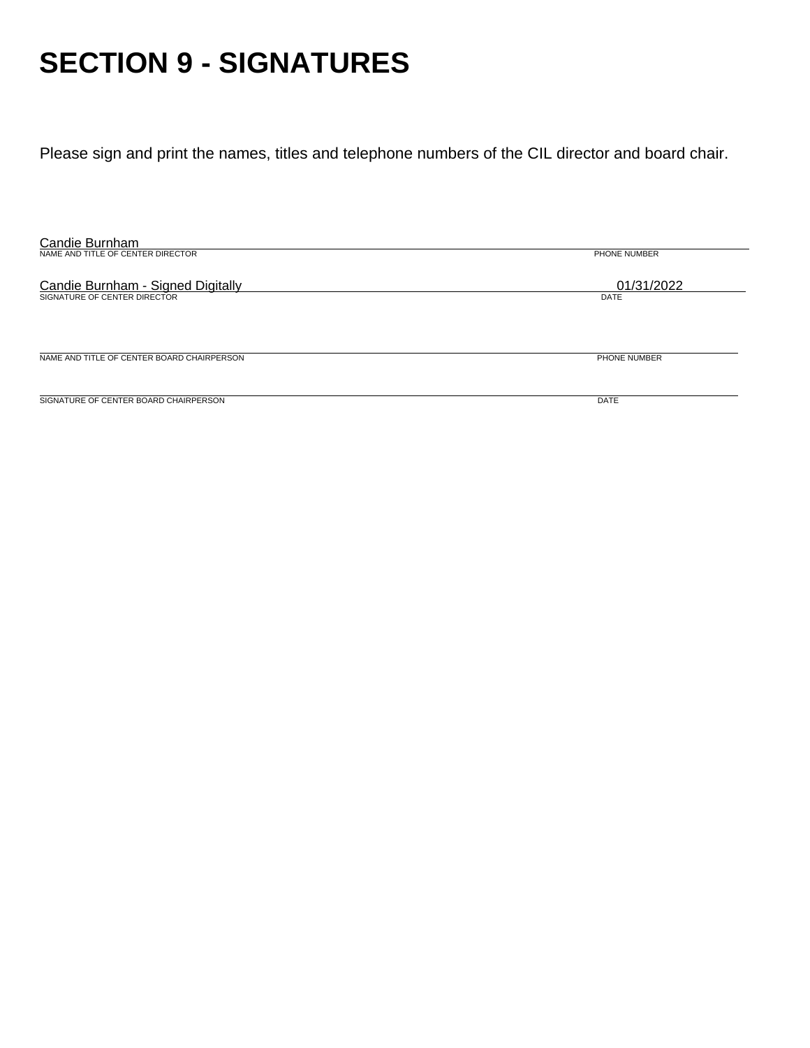# SECTION 9 - SIGNATURES

Please sign and print the names, titles and telephone numbers of the CIL director and board chair.

Candie Burnham
NAME AND TITLE OF CENTER DIRECTOR PHONE NUMBER

Candie Burnham - Signed Digitally 01/31/2022
SIGNATURE OF CENTER DIRECTOR DATE

NAME AND TITLE OF CENTER BOARD CHAIRPERSON PHONE NUMBER

SIGNATURE OF CENTER BOARD CHAIRPERSON DATE